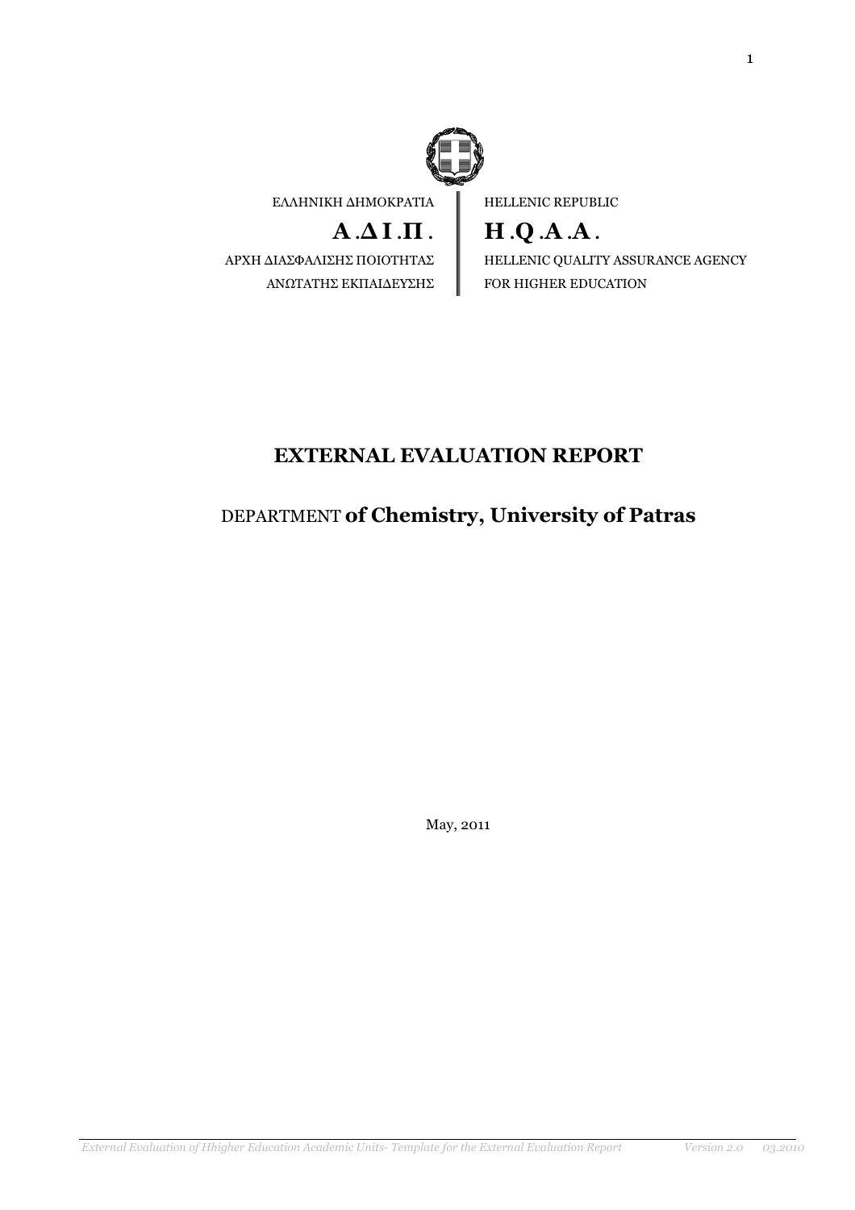ΕΛΛΗΝΙΚΗ ΔΗΜΟΚΡΑΤΙΑ | HELLENIC REPUBLIC

**Α.ΔΙ.Π.** | **H.Q.A.A.**

ΑΡΧΗ ΔΙΑΣΦΑΛΙΣΗΣ ΠΟΙΟΤΗΤΑΣ ΑΝΩΤΑΤΗΣ ΕΚΠΑΙΔΕΥΣΗΣ | HELLENIC QUALITY ASSURANCE AGENCY FOR HIGHER EDUCATION

# EXTERNAL EVALUATION REPORT

## DEPARTMENT **of Chemistry, University of Patras**

May, 2011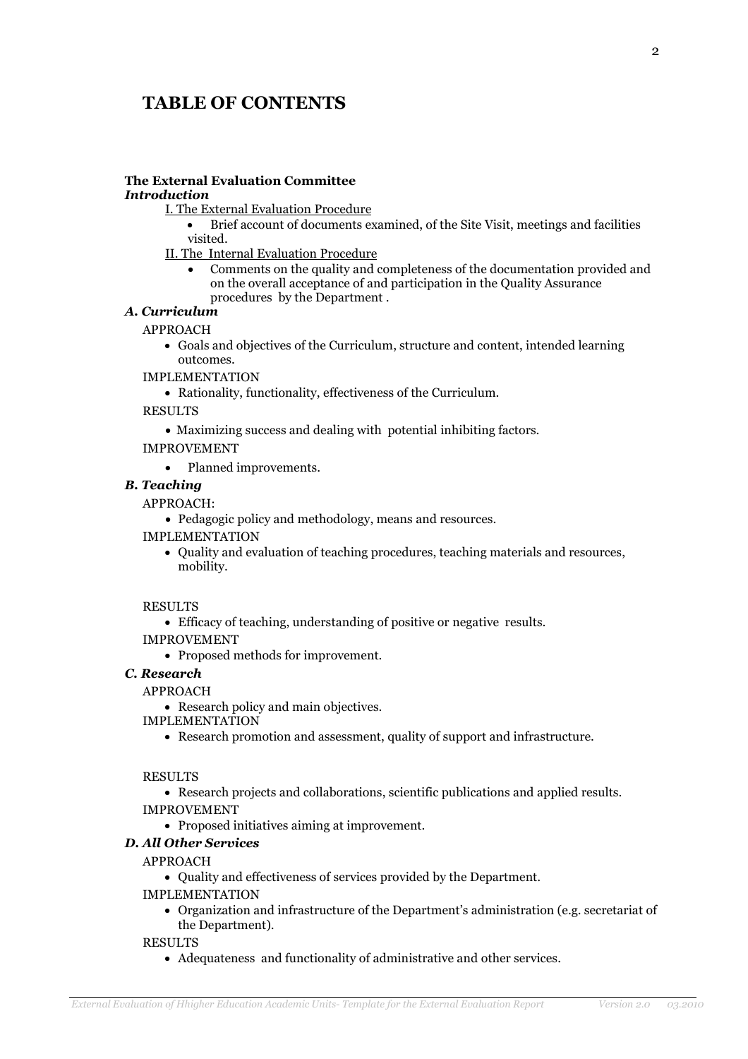# TABLE OF CONTENTS

**The External Evaluation Committee**

***Introduction***

I. The External Evaluation Procedure

- Brief account of documents examined, of the Site Visit, meetings and facilities visited.

II. The Internal Evaluation Procedure

- Comments on the quality and completeness of the documentation provided and on the overall acceptance of and participation in the Quality Assurance procedures by the Department .

***A. Curriculum***

APPROACH

- Goals and objectives of the Curriculum, structure and content, intended learning outcomes.

IMPLEMENTATION

- Rationality, functionality, effectiveness of the Curriculum.

RESULTS

- Maximizing success and dealing with potential inhibiting factors.

IMPROVEMENT

- Planned improvements.

***B. Teaching***

APPROACH:

- Pedagogic policy and methodology, means and resources.

IMPLEMENTATION

- Quality and evaluation of teaching procedures, teaching materials and resources, mobility.

RESULTS

- Efficacy of teaching, understanding of positive or negative results.

IMPROVEMENT

- Proposed methods for improvement.

***C. Research***

APPROACH

- Research policy and main objectives.

IMPLEMENTATION

- Research promotion and assessment, quality of support and infrastructure.

RESULTS

- Research projects and collaborations, scientific publications and applied results.

IMPROVEMENT

- Proposed initiatives aiming at improvement.

***D. All Other Services***

APPROACH

- Quality and effectiveness of services provided by the Department.

IMPLEMENTATION

- Organization and infrastructure of the Department's administration (e.g. secretariat of the Department).

RESULTS

- Adequateness and functionality of administrative and other services.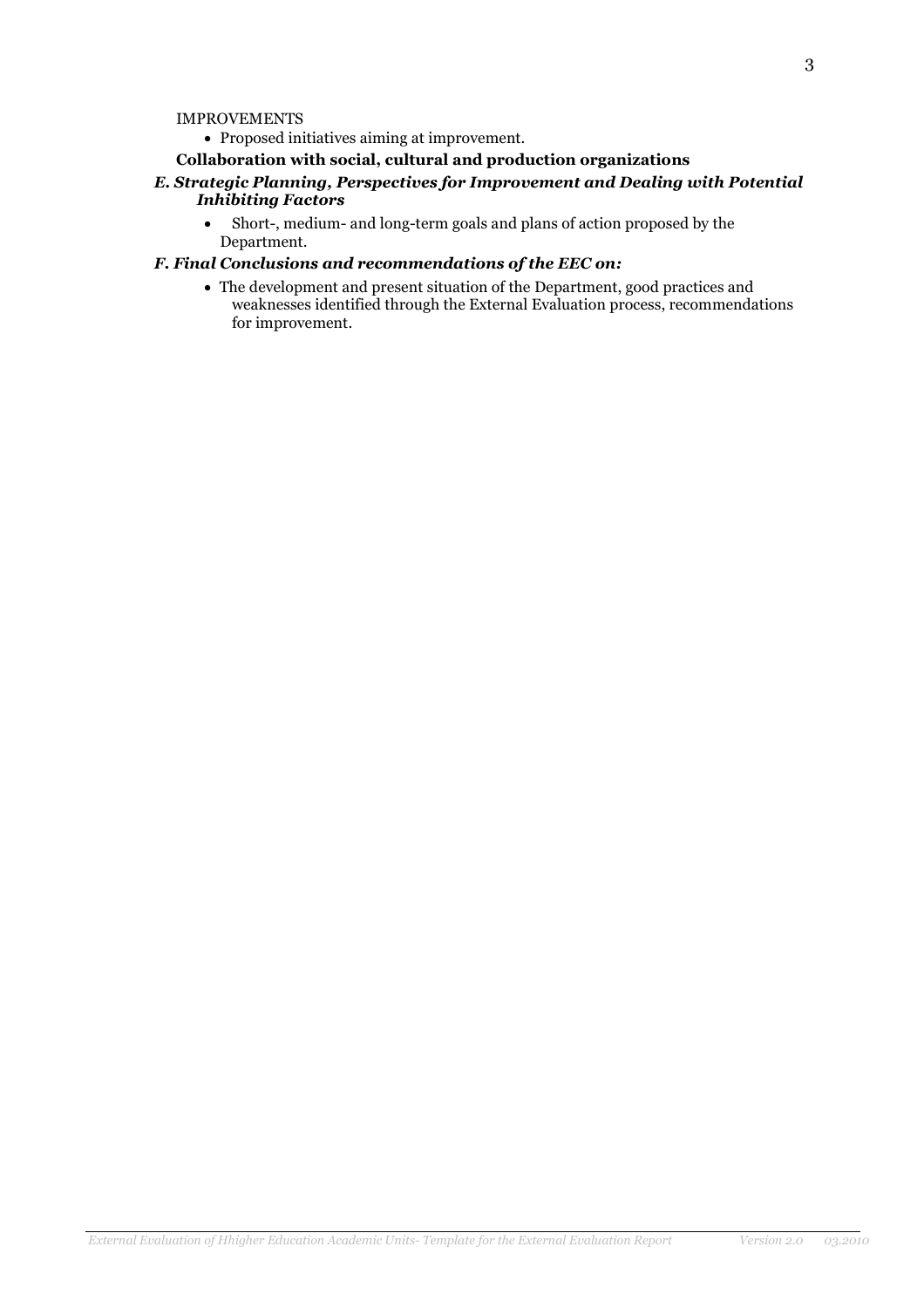IMPROVEMENTS

- Proposed initiatives aiming at improvement.

**Collaboration with social, cultural and production organizations**

***E. Strategic Planning, Perspectives for Improvement and Dealing with Potential Inhibiting Factors***

- Short-, medium- and long-term goals and plans of action proposed by the Department.

***F. Final Conclusions and recommendations of the EEC on:***

- The development and present situation of the Department, good practices and weaknesses identified through the External Evaluation process, recommendations for improvement.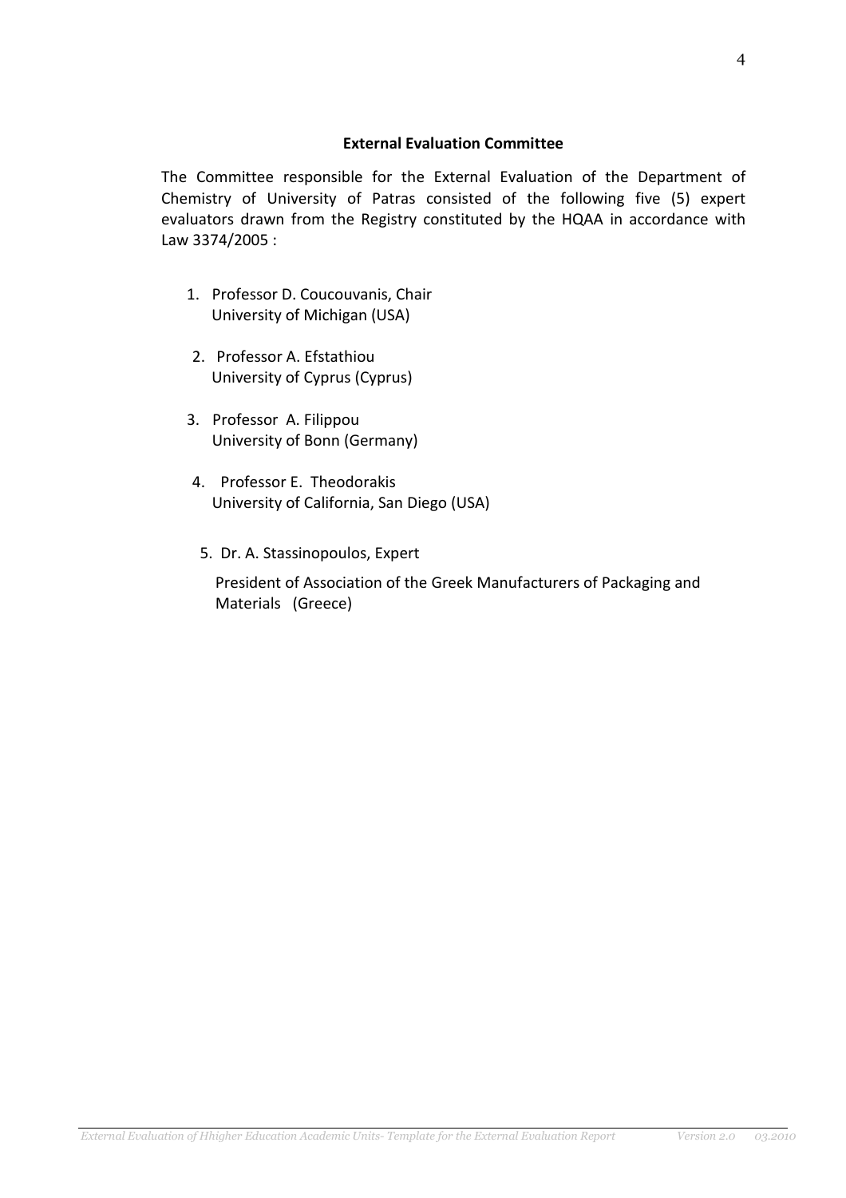**External Evaluation Committee**

The Committee responsible for the External Evaluation of the Department of Chemistry of University of Patras consisted of the following five (5) expert evaluators drawn from the Registry constituted by the HQAA in accordance with Law 3374/2005 :

1. Professor D. Coucouvanis, Chair
   University of Michigan (USA)

2. Professor A. Efstathiou
   University of Cyprus (Cyprus)

3. Professor A. Filippou
   University of Bonn (Germany)

4. Professor E. Theodorakis
   University of California, San Diego (USA)

5. Dr. A. Stassinopoulos, Expert

   President of Association of the Greek Manufacturers of Packaging and Materials (Greece)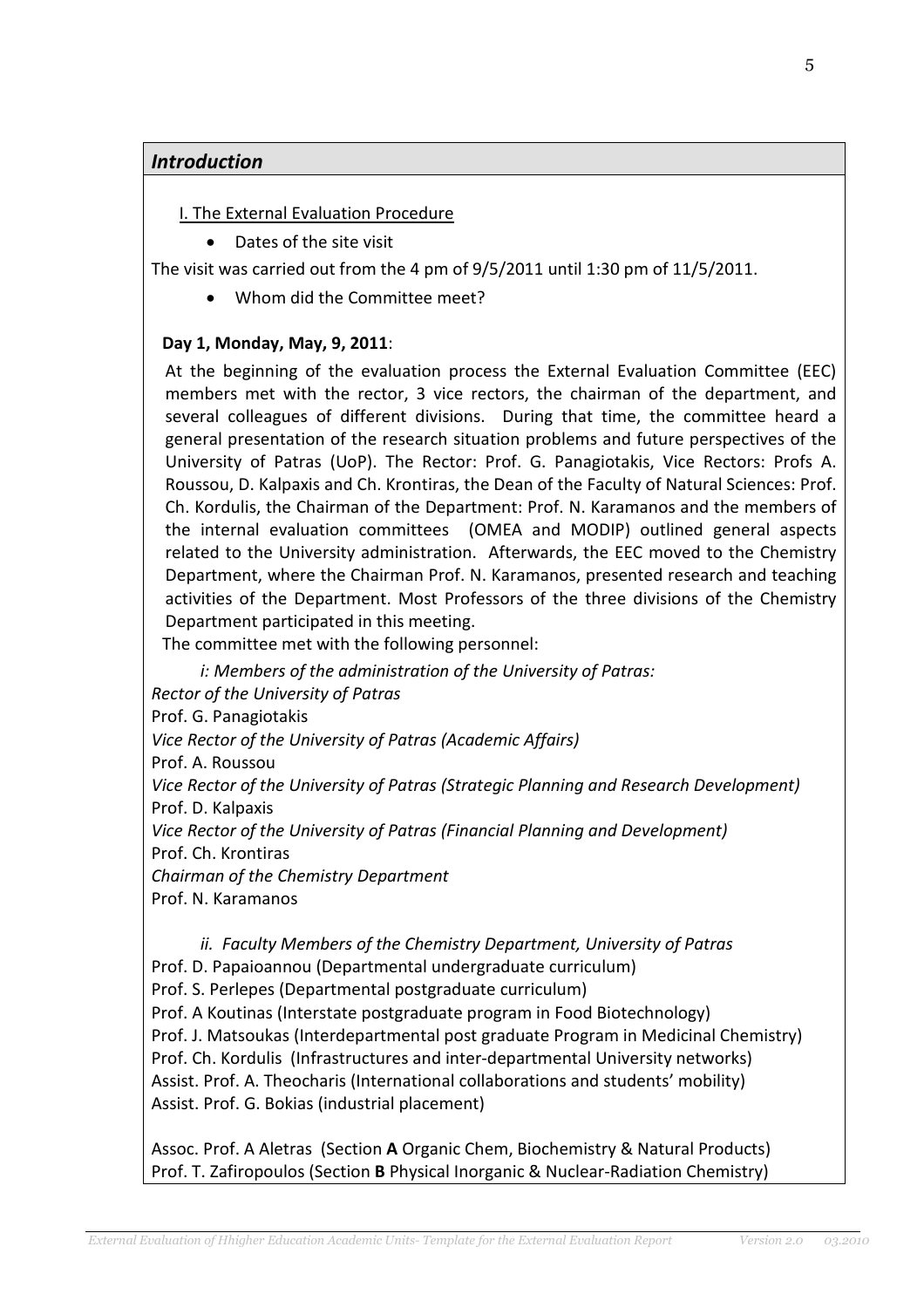## *Introduction*

I. The External Evaluation Procedure

- Dates of the site visit

The visit was carried out from the 4 pm of 9/5/2011 until 1:30 pm of 11/5/2011.

- Whom did the Committee meet?

**Day 1, Monday, May, 9, 2011**:

At the beginning of the evaluation process the External Evaluation Committee (EEC) members met with the rector, 3 vice rectors, the chairman of the department, and several colleagues of different divisions. During that time, the committee heard a general presentation of the research situation problems and future perspectives of the University of Patras (UoP). The Rector: Prof. G. Panagiotakis, Vice Rectors: Profs A. Roussou, D. Kalpaxis and Ch. Krontiras, the Dean of the Faculty of Natural Sciences: Prof. Ch. Kordulis, the Chairman of the Department: Prof. N. Karamanos and the members of the internal evaluation committees (OMEA and MODIP) outlined general aspects related to the University administration. Afterwards, the EEC moved to the Chemistry Department, where the Chairman Prof. N. Karamanos, presented research and teaching activities of the Department. Most Professors of the three divisions of the Chemistry Department participated in this meeting.

The committee met with the following personnel:

*i: Members of the administration of the University of Patras:*

*Rector of the University of Patras*
Prof. G. Panagiotakis
*Vice Rector of the University of Patras (Academic Affairs)*
Prof. A. Roussou
*Vice Rector of the University of Patras (Strategic Planning and Research Development)*
Prof. D. Kalpaxis
*Vice Rector of the University of Patras (Financial Planning and Development)*
Prof. Ch. Krontiras
*Chairman of the Chemistry Department*
Prof. N. Karamanos

*ii. Faculty Members of the Chemistry Department, University of Patras*

Prof. D. Papaioannou (Departmental undergraduate curriculum)
Prof. S. Perlepes (Departmental postgraduate curriculum)
Prof. A Koutinas (Interstate postgraduate program in Food Biotechnology)
Prof. J. Matsoukas (Interdepartmental post graduate Program in Medicinal Chemistry)
Prof. Ch. Kordulis (Infrastructures and inter-departmental University networks)
Assist. Prof. A. Theocharis (International collaborations and students' mobility)
Assist. Prof. G. Bokias (industrial placement)

Assoc. Prof. A Aletras (Section **A** Organic Chem, Biochemistry & Natural Products)
Prof. T. Zafiropoulos (Section **B** Physical Inorganic & Nuclear-Radiation Chemistry)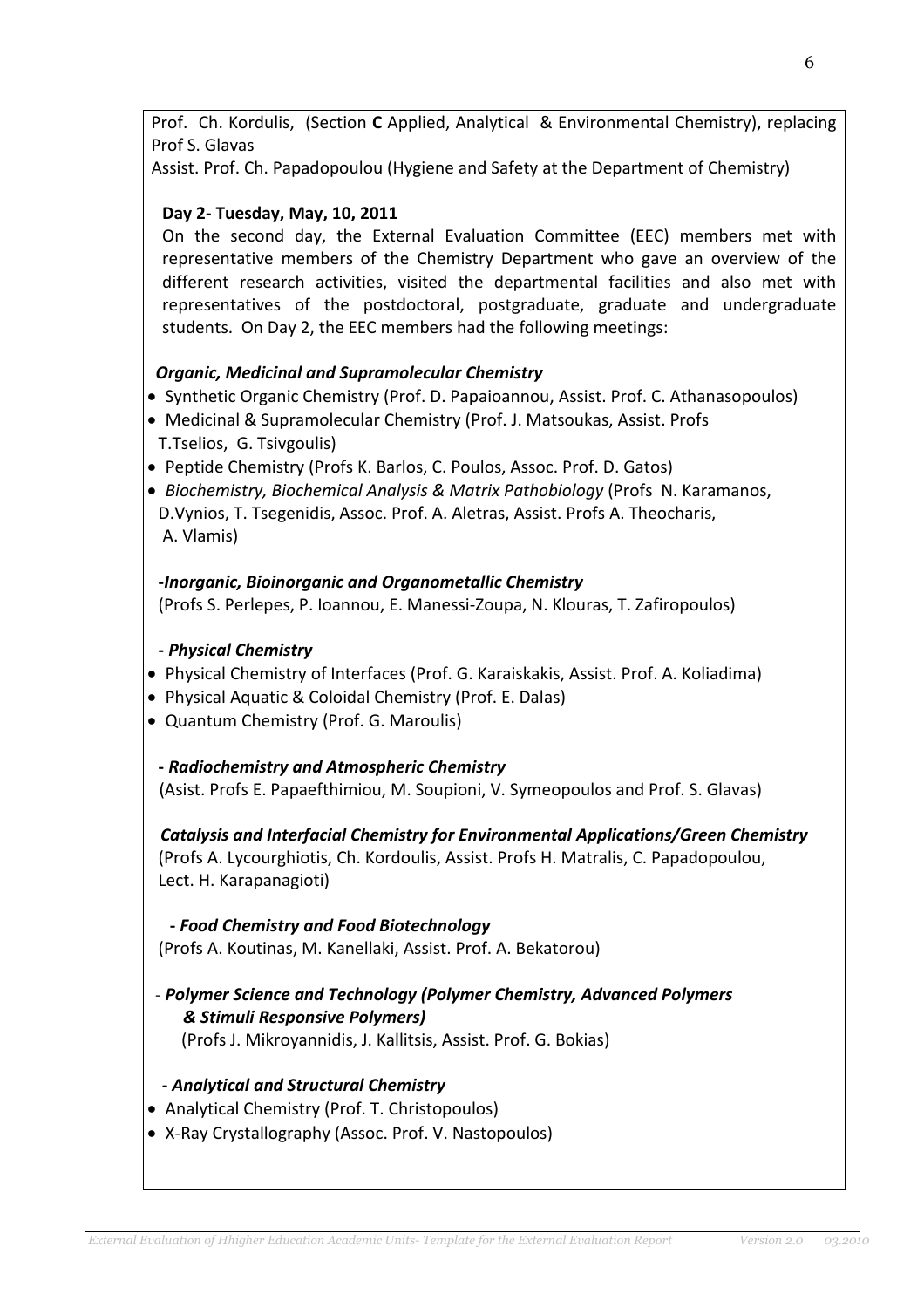Prof. Ch. Kordulis, (Section **C** Applied, Analytical & Environmental Chemistry), replacing Prof S. Glavas

Assist. Prof. Ch. Papadopoulou (Hygiene and Safety at the Department of Chemistry)

**Day 2- Tuesday, May, 10, 2011**

On the second day, the External Evaluation Committee (EEC) members met with representative members of the Chemistry Department who gave an overview of the different research activities, visited the departmental facilities and also met with representatives of the postdoctoral, postgraduate, graduate and undergraduate students. On Day 2, the EEC members had the following meetings:

***Organic, Medicinal and Supramolecular Chemistry***

- Synthetic Organic Chemistry (Prof. D. Papaioannou, Assist. Prof. C. Athanasopoulos)
- Medicinal & Supramolecular Chemistry (Prof. J. Matsoukas, Assist. Profs T.Tselios, G. Tsivgoulis)
- Peptide Chemistry (Profs K. Barlos, C. Poulos, Assoc. Prof. D. Gatos)
- *Biochemistry, Biochemical Analysis & Matrix Pathobiology* (Profs N. Karamanos, D.Vynios, T. Tsegenidis, Assoc. Prof. A. Aletras, Assist. Profs A. Theocharis, A. Vlamis)

***-Inorganic, Bioinorganic and Organometallic Chemistry***

(Profs S. Perlepes, P. Ioannou, E. Manessi-Zoupa, N. Klouras, T. Zafiropoulos)

***- Physical Chemistry***

- Physical Chemistry of Interfaces (Prof. G. Karaiskakis, Assist. Prof. A. Koliadima)
- Physical Aquatic & Coloidal Chemistry (Prof. E. Dalas)
- Quantum Chemistry (Prof. G. Maroulis)

***- Radiochemistry and Atmospheric Chemistry***

(Asist. Profs E. Papaefthimiou, M. Soupioni, V. Symeopoulos and Prof. S. Glavas)

***Catalysis and Interfacial Chemistry for Environmental Applications/Green Chemistry***

(Profs A. Lycourghiotis, Ch. Kordoulis, Assist. Profs H. Matralis, C. Papadopoulou, Lect. H. Karapanagioti)

***- Food Chemistry and Food Biotechnology***

(Profs A. Koutinas, M. Kanellaki, Assist. Prof. A. Bekatorou)

- ***Polymer Science and Technology (Polymer Chemistry, Advanced Polymers & Stimuli Responsive Polymers)***

(Profs J. Mikroyannidis, J. Kallitsis, Assist. Prof. G. Bokias)

***- Analytical and Structural Chemistry***

- Analytical Chemistry (Prof. T. Christopoulos)
- X-Ray Crystallography (Assoc. Prof. V. Nastopoulos)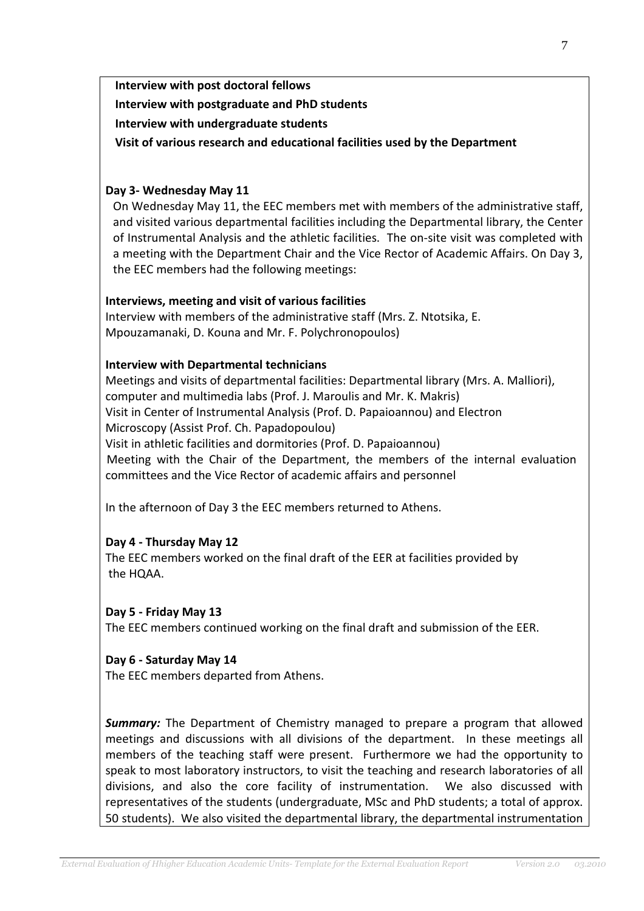**Interview with post doctoral fellows**

**Interview with postgraduate and PhD students**

**Interview with undergraduate students**

**Visit of various research and educational facilities used by the Department**

**Day 3- Wednesday May 11**

On Wednesday May 11, the EEC members met with members of the administrative staff, and visited various departmental facilities including the Departmental library, the Center of Instrumental Analysis and the athletic facilities. The on-site visit was completed with a meeting with the Department Chair and the Vice Rector of Academic Affairs. On Day 3, the EEC members had the following meetings:

**Interviews, meeting and visit of various facilities**

Interview with members of the administrative staff (Mrs. Z. Ntotsika, E. Mpouzamanaki, D. Kouna and Mr. F. Polychronopoulos)

**Interview with Departmental technicians**

Meetings and visits of departmental facilities: Departmental library (Mrs. A. Malliori), computer and multimedia labs (Prof. J. Maroulis and Mr. K. Makris)
Visit in Center of Instrumental Analysis (Prof. D. Papaioannou) and Electron Microscopy (Assist Prof. Ch. Papadopoulou)
Visit in athletic facilities and dormitories (Prof. D. Papaioannou)
Meeting with the Chair of the Department, the members of the internal evaluation committees and the Vice Rector of academic affairs and personnel

In the afternoon of Day 3 the EEC members returned to Athens.

**Day 4 - Thursday May 12**

The EEC members worked on the final draft of the EER at facilities provided by the HQAA.

**Day 5 - Friday May 13**

The EEC members continued working on the final draft and submission of the EER.

**Day 6 - Saturday May 14**

The EEC members departed from Athens.

***Summary:*** The Department of Chemistry managed to prepare a program that allowed meetings and discussions with all divisions of the department. In these meetings all members of the teaching staff were present. Furthermore we had the opportunity to speak to most laboratory instructors, to visit the teaching and research laboratories of all divisions, and also the core facility of instrumentation. We also discussed with representatives of the students (undergraduate, MSc and PhD students; a total of approx. 50 students). We also visited the departmental library, the departmental instrumentation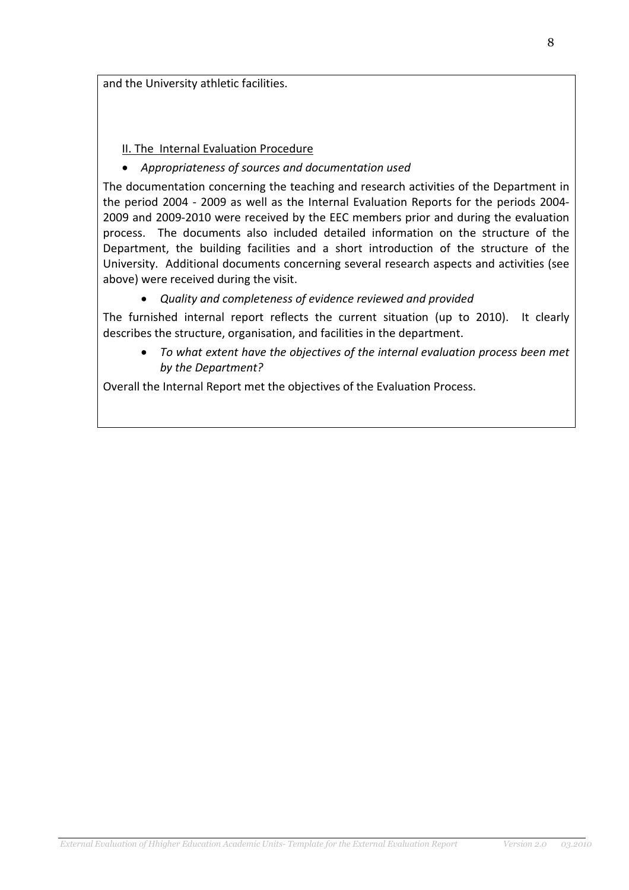and the University athletic facilities.

<u>II. The Internal Evaluation Procedure</u>

- *Appropriateness of sources and documentation used*

The documentation concerning the teaching and research activities of the Department in the period 2004 - 2009 as well as the Internal Evaluation Reports for the periods 2004-2009 and 2009-2010 were received by the EEC members prior and during the evaluation process. The documents also included detailed information on the structure of the Department, the building facilities and a short introduction of the structure of the University. Additional documents concerning several research aspects and activities (see above) were received during the visit.

- *Quality and completeness of evidence reviewed and provided*

The furnished internal report reflects the current situation (up to 2010). It clearly describes the structure, organisation, and facilities in the department.

- *To what extent have the objectives of the internal evaluation process been met by the Department?*

Overall the Internal Report met the objectives of the Evaluation Process.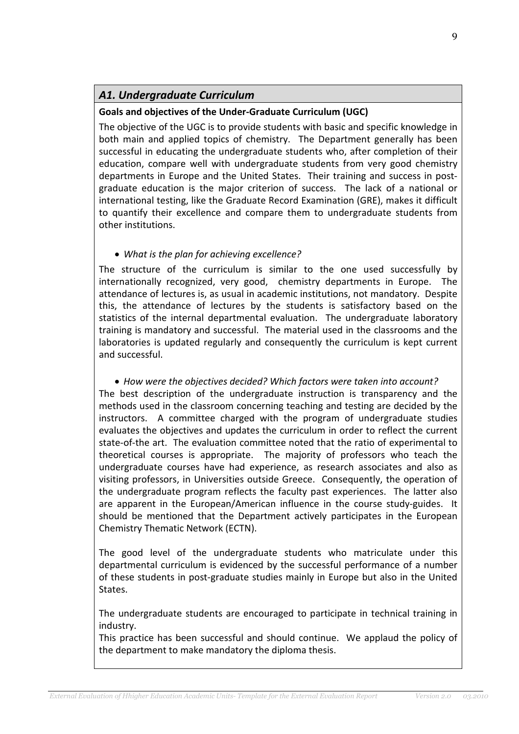## *A1. Undergraduate Curriculum*

**Goals and objectives of the Under-Graduate Curriculum (UGC)**

The objective of the UGC is to provide students with basic and specific knowledge in both main and applied topics of chemistry. The Department generally has been successful in educating the undergraduate students who, after completion of their education, compare well with undergraduate students from very good chemistry departments in Europe and the United States. Their training and success in post-graduate education is the major criterion of success. The lack of a national or international testing, like the Graduate Record Examination (GRE), makes it difficult to quantify their excellence and compare them to undergraduate students from other institutions.

- *What is the plan for achieving excellence?*

The structure of the curriculum is similar to the one used successfully by internationally recognized, very good, chemistry departments in Europe. The attendance of lectures is, as usual in academic institutions, not mandatory. Despite this, the attendance of lectures by the students is satisfactory based on the statistics of the internal departmental evaluation. The undergraduate laboratory training is mandatory and successful. The material used in the classrooms and the laboratories is updated regularly and consequently the curriculum is kept current and successful.

- *How were the objectives decided? Which factors were taken into account?*

The best description of the undergraduate instruction is transparency and the methods used in the classroom concerning teaching and testing are decided by the instructors. A committee charged with the program of undergraduate studies evaluates the objectives and updates the curriculum in order to reflect the current state-of-the art. The evaluation committee noted that the ratio of experimental to theoretical courses is appropriate. The majority of professors who teach the undergraduate courses have had experience, as research associates and also as visiting professors, in Universities outside Greece. Consequently, the operation of the undergraduate program reflects the faculty past experiences. The latter also are apparent in the European/American influence in the course study-guides. It should be mentioned that the Department actively participates in the European Chemistry Thematic Network (ECTN).

The good level of the undergraduate students who matriculate under this departmental curriculum is evidenced by the successful performance of a number of these students in post-graduate studies mainly in Europe but also in the United States.

The undergraduate students are encouraged to participate in technical training in industry.
This practice has been successful and should continue. We applaud the policy of the department to make mandatory the diploma thesis.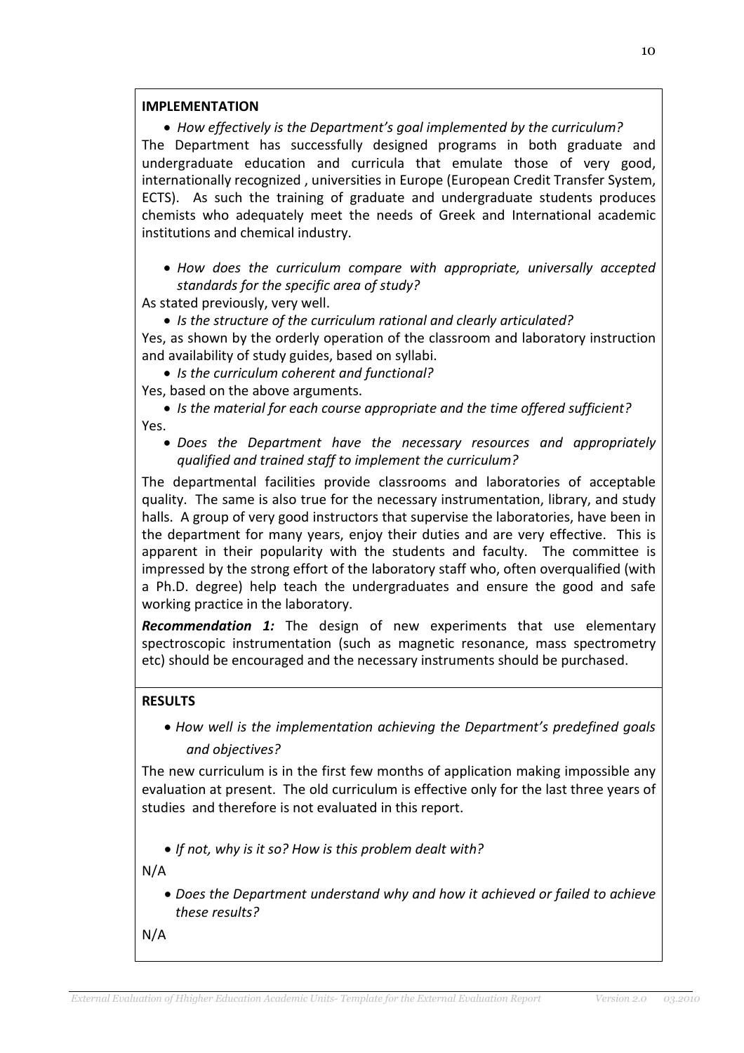**IMPLEMENTATION**

- *How effectively is the Department's goal implemented by the curriculum?*

The Department has successfully designed programs in both graduate and undergraduate education and curricula that emulate those of very good, internationally recognized , universities in Europe (European Credit Transfer System, ECTS). As such the training of graduate and undergraduate students produces chemists who adequately meet the needs of Greek and International academic institutions and chemical industry.

- *How does the curriculum compare with appropriate, universally accepted standards for the specific area of study?*

As stated previously, very well.

- *Is the structure of the curriculum rational and clearly articulated?*

Yes, as shown by the orderly operation of the classroom and laboratory instruction and availability of study guides, based on syllabi.

- *Is the curriculum coherent and functional?*

Yes, based on the above arguments.

- *Is the material for each course appropriate and the time offered sufficient?*

Yes.

- *Does the Department have the necessary resources and appropriately qualified and trained staff to implement the curriculum?*

The departmental facilities provide classrooms and laboratories of acceptable quality. The same is also true for the necessary instrumentation, library, and study halls. A group of very good instructors that supervise the laboratories, have been in the department for many years, enjoy their duties and are very effective. This is apparent in their popularity with the students and faculty. The committee is impressed by the strong effort of the laboratory staff who, often overqualified (with a Ph.D. degree) help teach the undergraduates and ensure the good and safe working practice in the laboratory.

***Recommendation 1:*** The design of new experiments that use elementary spectroscopic instrumentation (such as magnetic resonance, mass spectrometry etc) should be encouraged and the necessary instruments should be purchased.

**RESULTS**

- *How well is the implementation achieving the Department's predefined goals and objectives?*

The new curriculum is in the first few months of application making impossible any evaluation at present. The old curriculum is effective only for the last three years of studies and therefore is not evaluated in this report.

- *If not, why is it so? How is this problem dealt with?*

N/A

- *Does the Department understand why and how it achieved or failed to achieve these results?*

N/A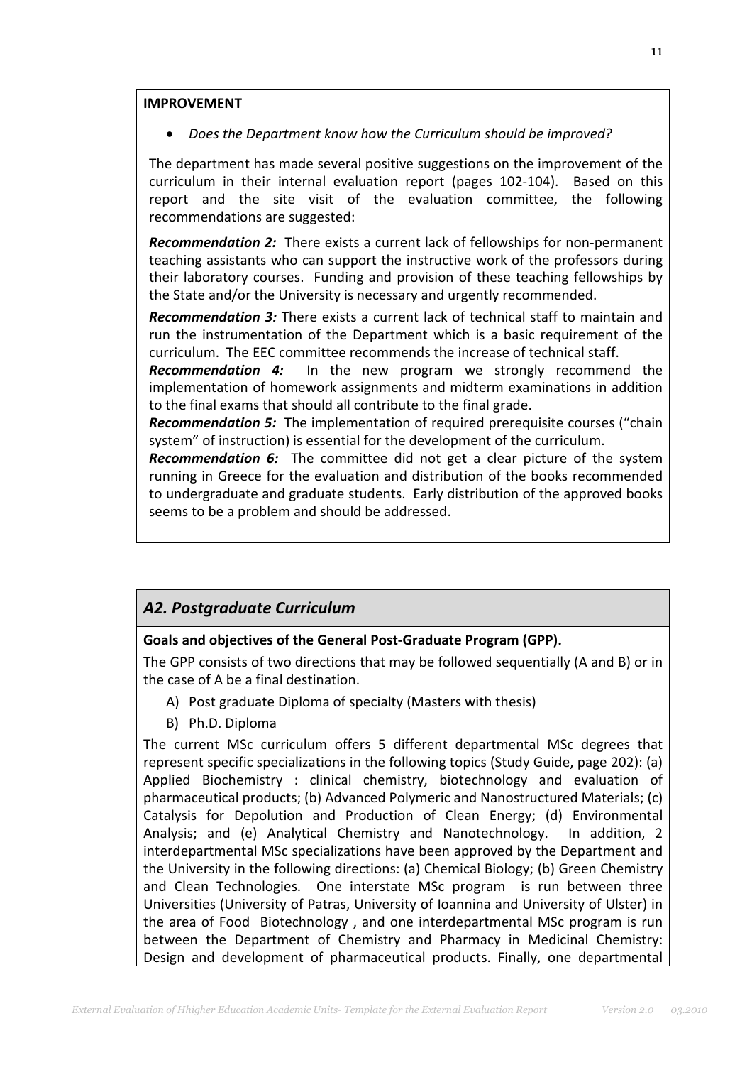**IMPROVEMENT**

- *Does the Department know how the Curriculum should be improved?*

The department has made several positive suggestions on the improvement of the curriculum in their internal evaluation report (pages 102-104). Based on this report and the site visit of the evaluation committee, the following recommendations are suggested:

***Recommendation 2:*** There exists a current lack of fellowships for non-permanent teaching assistants who can support the instructive work of the professors during their laboratory courses. Funding and provision of these teaching fellowships by the State and/or the University is necessary and urgently recommended.

***Recommendation 3:*** There exists a current lack of technical staff to maintain and run the instrumentation of the Department which is a basic requirement of the curriculum. The EEC committee recommends the increase of technical staff.

***Recommendation 4:*** In the new program we strongly recommend the implementation of homework assignments and midterm examinations in addition to the final exams that should all contribute to the final grade.

***Recommendation 5:*** The implementation of required prerequisite courses ("chain system" of instruction) is essential for the development of the curriculum.

***Recommendation 6:*** The committee did not get a clear picture of the system running in Greece for the evaluation and distribution of the books recommended to undergraduate and graduate students. Early distribution of the approved books seems to be a problem and should be addressed.

## *A2. Postgraduate Curriculum*

**Goals and objectives of the General Post-Graduate Program (GPP).**

The GPP consists of two directions that may be followed sequentially (A and B) or in the case of A be a final destination.

A) Post graduate Diploma of specialty (Masters with thesis)

B) Ph.D. Diploma

The current MSc curriculum offers 5 different departmental MSc degrees that represent specific specializations in the following topics (Study Guide, page 202): (a) Applied Biochemistry : clinical chemistry, biotechnology and evaluation of pharmaceutical products; (b) Advanced Polymeric and Nanostructured Materials; (c) Catalysis for Depolution and Production of Clean Energy; (d) Environmental Analysis; and (e) Analytical Chemistry and Nanotechnology. In addition, 2 interdepartmental MSc specializations have been approved by the Department and the University in the following directions: (a) Chemical Biology; (b) Green Chemistry and Clean Technologies. One interstate MSc program is run between three Universities (University of Patras, University of Ioannina and University of Ulster) in the area of Food Biotechnology , and one interdepartmental MSc program is run between the Department of Chemistry and Pharmacy in Medicinal Chemistry: Design and development of pharmaceutical products. Finally, one departmental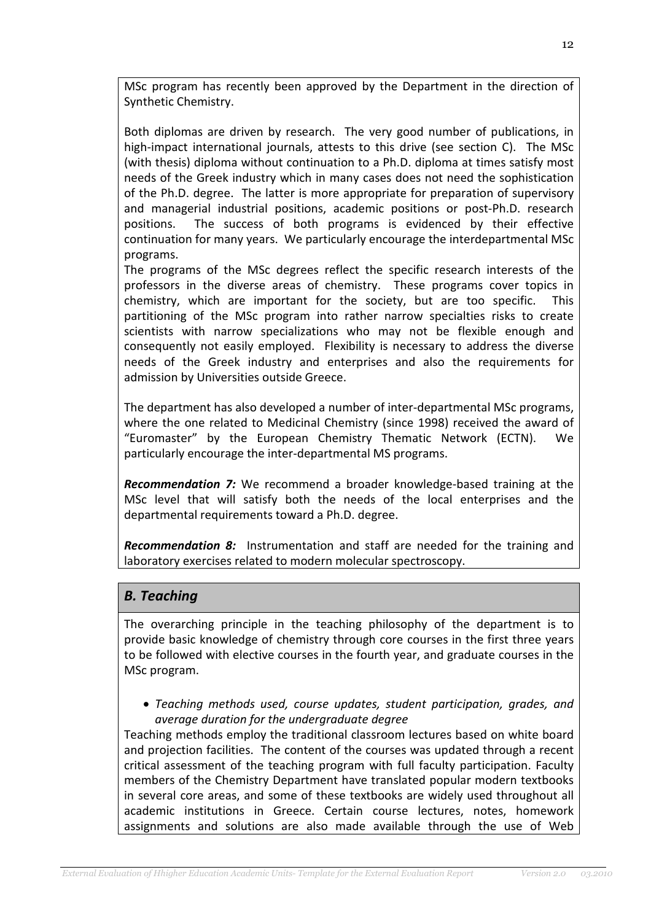MSc program has recently been approved by the Department in the direction of Synthetic Chemistry.

Both diplomas are driven by research. The very good number of publications, in high-impact international journals, attests to this drive (see section C). The MSc (with thesis) diploma without continuation to a Ph.D. diploma at times satisfy most needs of the Greek industry which in many cases does not need the sophistication of the Ph.D. degree. The latter is more appropriate for preparation of supervisory and managerial industrial positions, academic positions or post-Ph.D. research positions. The success of both programs is evidenced by their effective continuation for many years. We particularly encourage the interdepartmental MSc programs.

The programs of the MSc degrees reflect the specific research interests of the professors in the diverse areas of chemistry. These programs cover topics in chemistry, which are important for the society, but are too specific. This partitioning of the MSc program into rather narrow specialties risks to create scientists with narrow specializations who may not be flexible enough and consequently not easily employed. Flexibility is necessary to address the diverse needs of the Greek industry and enterprises and also the requirements for admission by Universities outside Greece.

The department has also developed a number of inter-departmental MSc programs, where the one related to Medicinal Chemistry (since 1998) received the award of "Euromaster" by the European Chemistry Thematic Network (ECTN). We particularly encourage the inter-departmental MS programs.

***Recommendation 7:*** We recommend a broader knowledge-based training at the MSc level that will satisfy both the needs of the local enterprises and the departmental requirements toward a Ph.D. degree.

***Recommendation 8:*** Instrumentation and staff are needed for the training and laboratory exercises related to modern molecular spectroscopy.

## *B. Teaching*

The overarching principle in the teaching philosophy of the department is to provide basic knowledge of chemistry through core courses in the first three years to be followed with elective courses in the fourth year, and graduate courses in the MSc program.

- *Teaching methods used, course updates, student participation, grades, and average duration for the undergraduate degree*

Teaching methods employ the traditional classroom lectures based on white board and projection facilities. The content of the courses was updated through a recent critical assessment of the teaching program with full faculty participation. Faculty members of the Chemistry Department have translated popular modern textbooks in several core areas, and some of these textbooks are widely used throughout all academic institutions in Greece. Certain course lectures, notes, homework assignments and solutions are also made available through the use of Web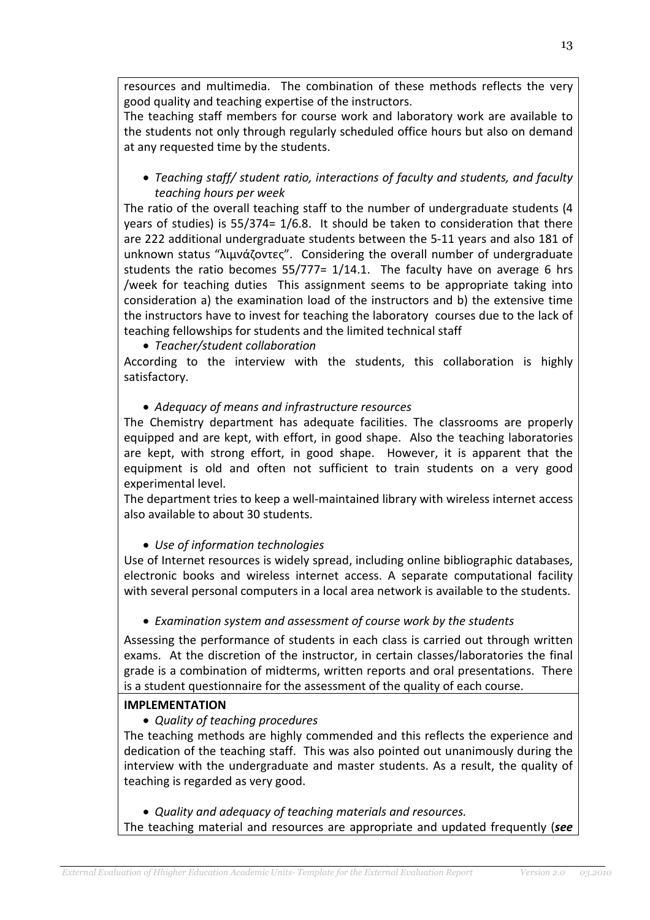resources and multimedia. The combination of these methods reflects the very good quality and teaching expertise of the instructors.

The teaching staff members for course work and laboratory work are available to the students not only through regularly scheduled office hours but also on demand at any requested time by the students.

- *Teaching staff/ student ratio, interactions of faculty and students, and faculty teaching hours per week*

The ratio of the overall teaching staff to the number of undergraduate students (4 years of studies) is 55/374= 1/6.8. It should be taken to consideration that there are 222 additional undergraduate students between the 5-11 years and also 181 of unknown status "λιμνάζοντες". Considering the overall number of undergraduate students the ratio becomes 55/777= 1/14.1. The faculty have on average 6 hrs /week for teaching duties This assignment seems to be appropriate taking into consideration a) the examination load of the instructors and b) the extensive time the instructors have to invest for teaching the laboratory courses due to the lack of teaching fellowships for students and the limited technical staff

- *Teacher/student collaboration*

According to the interview with the students, this collaboration is highly satisfactory.

- *Adequacy of means and infrastructure resources*

The Chemistry department has adequate facilities. The classrooms are properly equipped and are kept, with effort, in good shape. Also the teaching laboratories are kept, with strong effort, in good shape. However, it is apparent that the equipment is old and often not sufficient to train students on a very good experimental level.

The department tries to keep a well-maintained library with wireless internet access also available to about 30 students.

- *Use of information technologies*

Use of Internet resources is widely spread, including online bibliographic databases, electronic books and wireless internet access. A separate computational facility with several personal computers in a local area network is available to the students.

- *Examination system and assessment of course work by the students*

Assessing the performance of students in each class is carried out through written exams. At the discretion of the instructor, in certain classes/laboratories the final grade is a combination of midterms, written reports and oral presentations. There is a student questionnaire for the assessment of the quality of each course.

**IMPLEMENTATION**

- *Quality of teaching procedures*

The teaching methods are highly commended and this reflects the experience and dedication of the teaching staff. This was also pointed out unanimously during the interview with the undergraduate and master students. As a result, the quality of teaching is regarded as very good.

- *Quality and adequacy of teaching materials and resources.*

The teaching material and resources are appropriate and updated frequently (***see***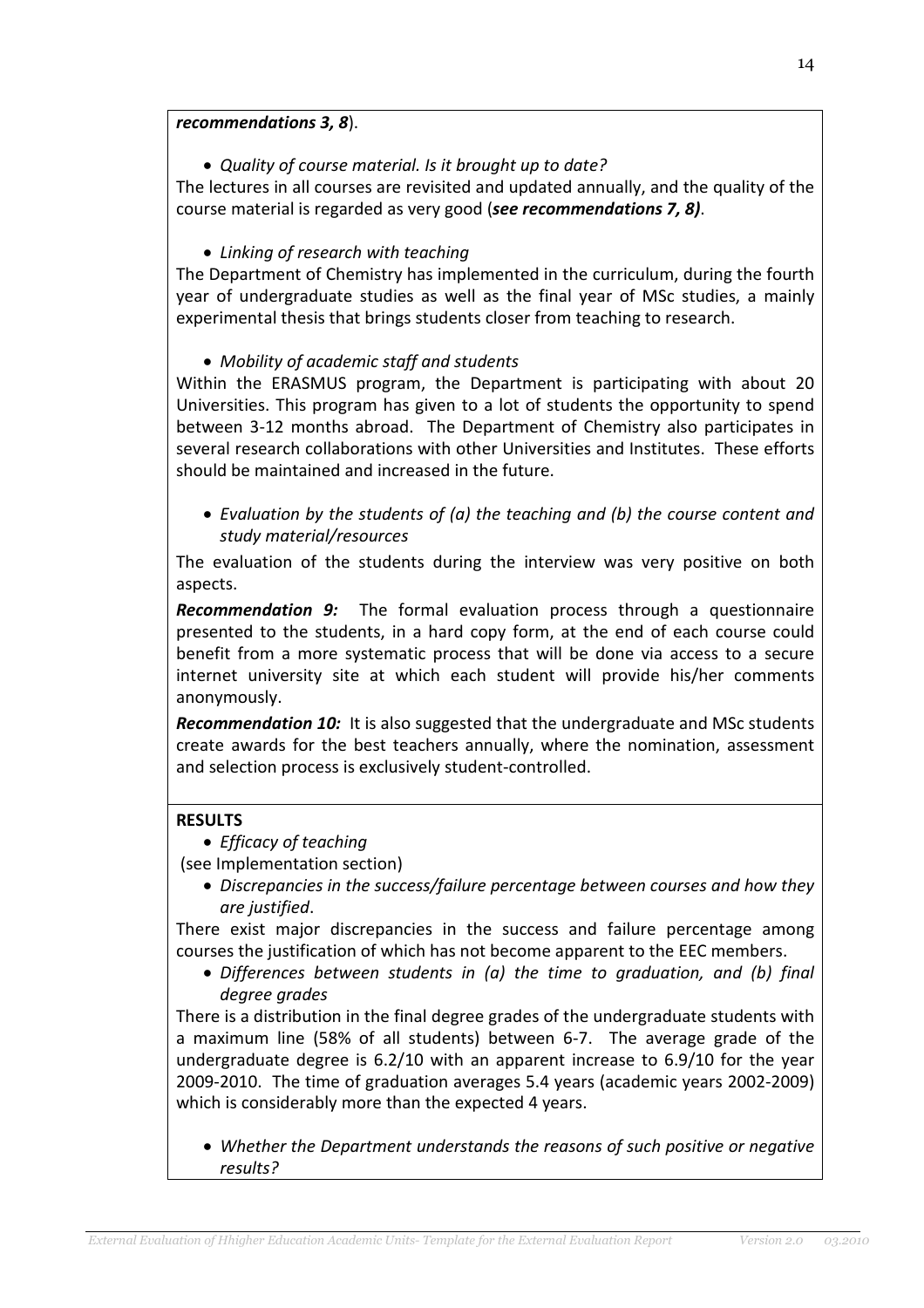***recommendations 3, 8***).

- *Quality of course material. Is it brought up to date?*

The lectures in all courses are revisited and updated annually, and the quality of the course material is regarded as very good (***see recommendations 7, 8)***.

- *Linking of research with teaching*

The Department of Chemistry has implemented in the curriculum, during the fourth year of undergraduate studies as well as the final year of MSc studies, a mainly experimental thesis that brings students closer from teaching to research.

- *Mobility of academic staff and students*

Within the ERASMUS program, the Department is participating with about 20 Universities. This program has given to a lot of students the opportunity to spend between 3-12 months abroad. The Department of Chemistry also participates in several research collaborations with other Universities and Institutes. These efforts should be maintained and increased in the future.

- *Evaluation by the students of (a) the teaching and (b) the course content and study material/resources*

The evaluation of the students during the interview was very positive on both aspects.

***Recommendation 9:*** The formal evaluation process through a questionnaire presented to the students, in a hard copy form, at the end of each course could benefit from a more systematic process that will be done via access to a secure internet university site at which each student will provide his/her comments anonymously.

***Recommendation 10:*** It is also suggested that the undergraduate and MSc students create awards for the best teachers annually, where the nomination, assessment and selection process is exclusively student-controlled.

**RESULTS**

- *Efficacy of teaching*

(see Implementation section)

- *Discrepancies in the success/failure percentage between courses and how they are justified*.

There exist major discrepancies in the success and failure percentage among courses the justification of which has not become apparent to the EEC members.

- *Differences between students in (a) the time to graduation, and (b) final degree grades*

There is a distribution in the final degree grades of the undergraduate students with a maximum line (58% of all students) between 6-7. The average grade of the undergraduate degree is 6.2/10 with an apparent increase to 6.9/10 for the year 2009-2010. The time of graduation averages 5.4 years (academic years 2002-2009) which is considerably more than the expected 4 years.

- *Whether the Department understands the reasons of such positive or negative results?*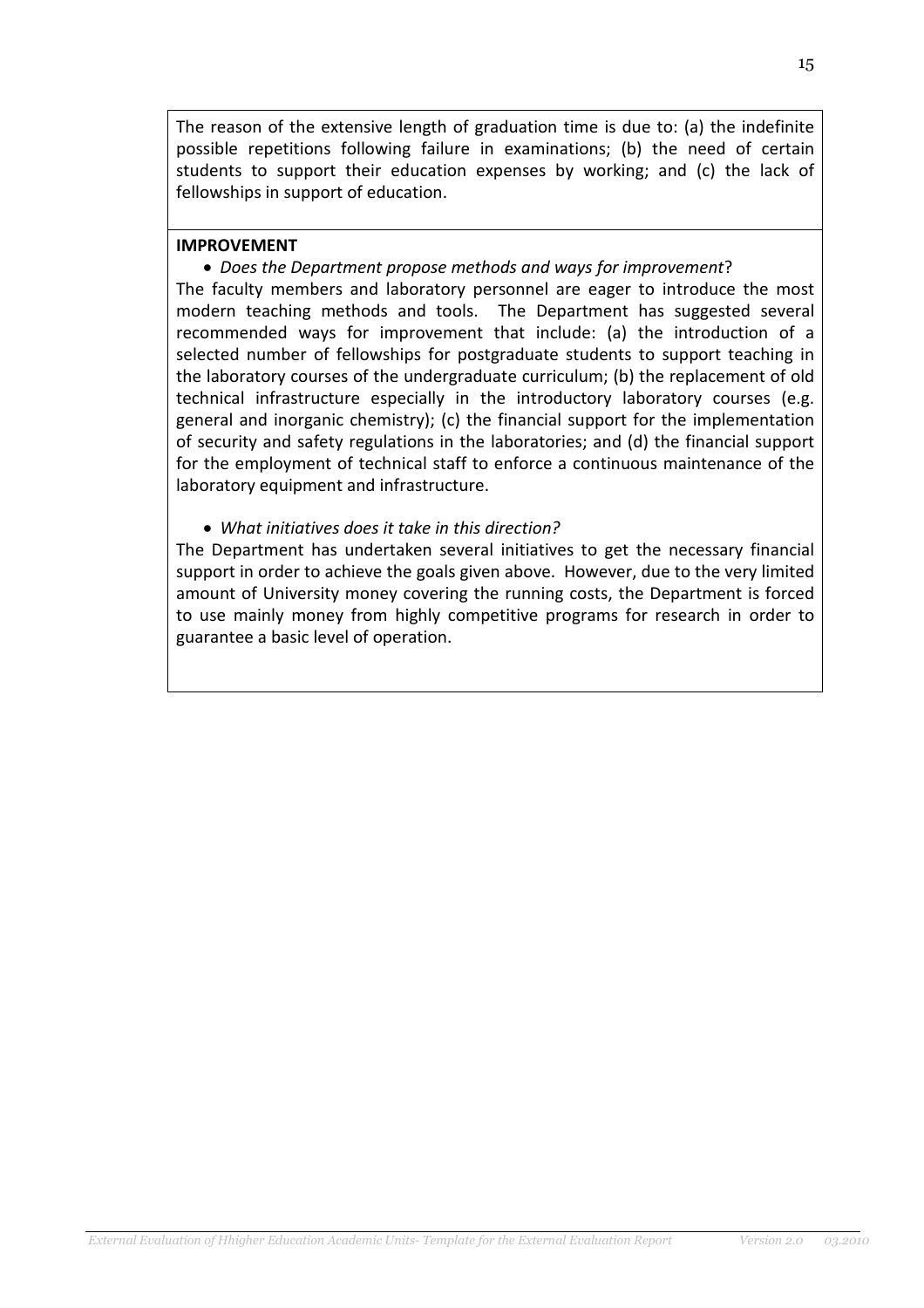The reason of the extensive length of graduation time is due to: (a) the indefinite possible repetitions following failure in examinations; (b) the need of certain students to support their education expenses by working; and (c) the lack of fellowships in support of education.

**IMPROVEMENT**

- *Does the Department propose methods and ways for improvement*?

The faculty members and laboratory personnel are eager to introduce the most modern teaching methods and tools. The Department has suggested several recommended ways for improvement that include: (a) the introduction of a selected number of fellowships for postgraduate students to support teaching in the laboratory courses of the undergraduate curriculum; (b) the replacement of old technical infrastructure especially in the introductory laboratory courses (e.g. general and inorganic chemistry); (c) the financial support for the implementation of security and safety regulations in the laboratories; and (d) the financial support for the employment of technical staff to enforce a continuous maintenance of the laboratory equipment and infrastructure.

- *What initiatives does it take in this direction?*

The Department has undertaken several initiatives to get the necessary financial support in order to achieve the goals given above. However, due to the very limited amount of University money covering the running costs, the Department is forced to use mainly money from highly competitive programs for research in order to guarantee a basic level of operation.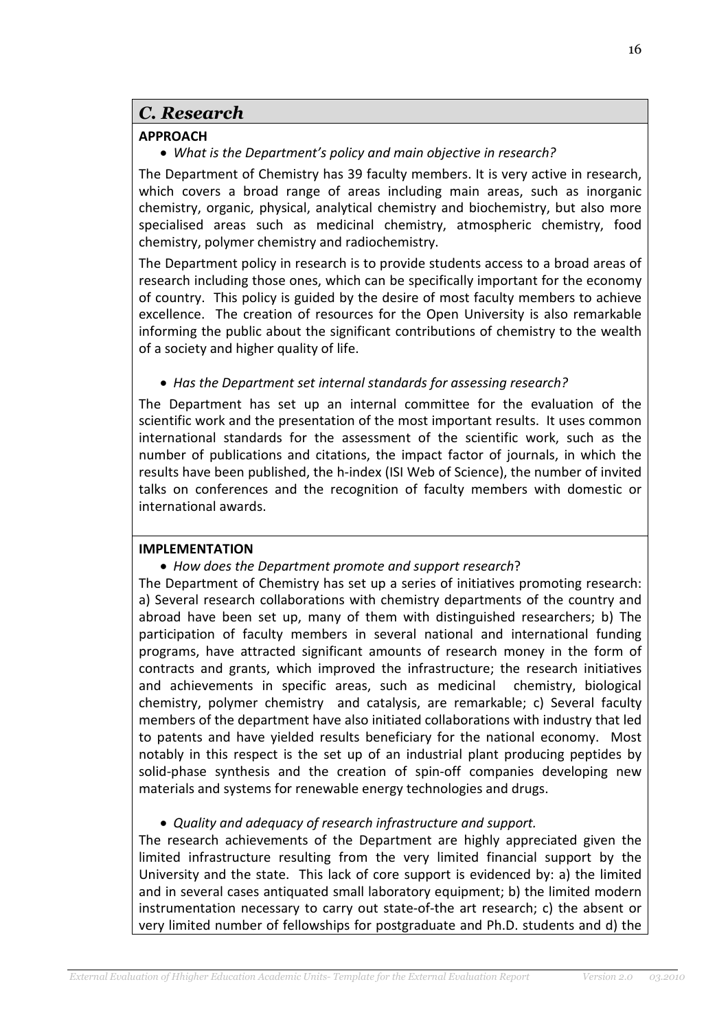## *C. Research*

**APPROACH**

- *What is the Department's policy and main objective in research?*

The Department of Chemistry has 39 faculty members. It is very active in research, which covers a broad range of areas including main areas, such as inorganic chemistry, organic, physical, analytical chemistry and biochemistry, but also more specialised areas such as medicinal chemistry, atmospheric chemistry, food chemistry, polymer chemistry and radiochemistry.

The Department policy in research is to provide students access to a broad areas of research including those ones, which can be specifically important for the economy of country. This policy is guided by the desire of most faculty members to achieve excellence. The creation of resources for the Open University is also remarkable informing the public about the significant contributions of chemistry to the wealth of a society and higher quality of life.

- *Has the Department set internal standards for assessing research?*

The Department has set up an internal committee for the evaluation of the scientific work and the presentation of the most important results. It uses common international standards for the assessment of the scientific work, such as the number of publications and citations, the impact factor of journals, in which the results have been published, the h-index (ISI Web of Science), the number of invited talks on conferences and the recognition of faculty members with domestic or international awards.

**IMPLEMENTATION**

- *How does the Department promote and support research*?

The Department of Chemistry has set up a series of initiatives promoting research: a) Several research collaborations with chemistry departments of the country and abroad have been set up, many of them with distinguished researchers; b) The participation of faculty members in several national and international funding programs, have attracted significant amounts of research money in the form of contracts and grants, which improved the infrastructure; the research initiatives and achievements in specific areas, such as medicinal chemistry, biological chemistry, polymer chemistry and catalysis, are remarkable; c) Several faculty members of the department have also initiated collaborations with industry that led to patents and have yielded results beneficiary for the national economy. Most notably in this respect is the set up of an industrial plant producing peptides by solid-phase synthesis and the creation of spin-off companies developing new materials and systems for renewable energy technologies and drugs.

- *Quality and adequacy of research infrastructure and support.*

The research achievements of the Department are highly appreciated given the limited infrastructure resulting from the very limited financial support by the University and the state. This lack of core support is evidenced by: a) the limited and in several cases antiquated small laboratory equipment; b) the limited modern instrumentation necessary to carry out state-of-the art research; c) the absent or very limited number of fellowships for postgraduate and Ph.D. students and d) the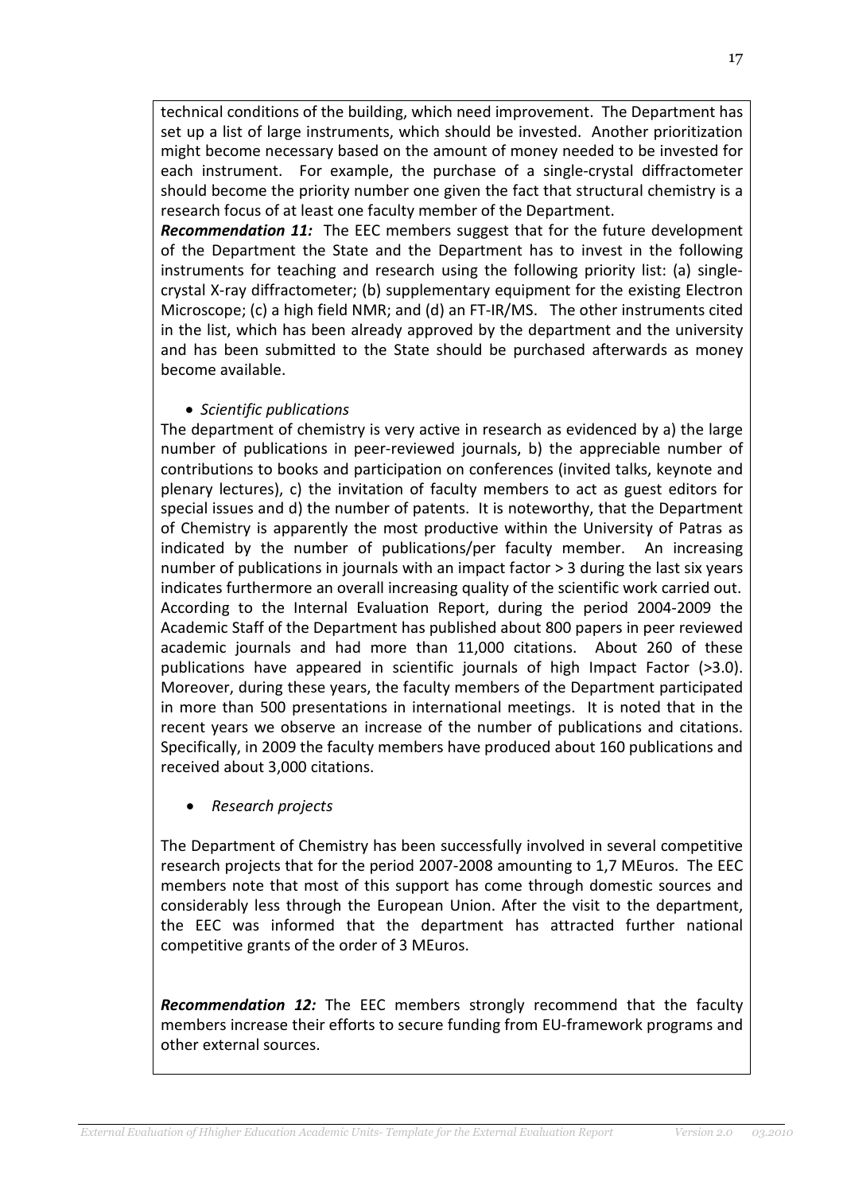technical conditions of the building, which need improvement. The Department has set up a list of large instruments, which should be invested. Another prioritization might become necessary based on the amount of money needed to be invested for each instrument. For example, the purchase of a single-crystal diffractometer should become the priority number one given the fact that structural chemistry is a research focus of at least one faculty member of the Department.

***Recommendation 11:*** The EEC members suggest that for the future development of the Department the State and the Department has to invest in the following instruments for teaching and research using the following priority list: (a) single-crystal X-ray diffractometer; (b) supplementary equipment for the existing Electron Microscope; (c) a high field NMR; and (d) an FT-IR/MS. The other instruments cited in the list, which has been already approved by the department and the university and has been submitted to the State should be purchased afterwards as money become available.

- *Scientific publications*

The department of chemistry is very active in research as evidenced by a) the large number of publications in peer-reviewed journals, b) the appreciable number of contributions to books and participation on conferences (invited talks, keynote and plenary lectures), c) the invitation of faculty members to act as guest editors for special issues and d) the number of patents. It is noteworthy, that the Department of Chemistry is apparently the most productive within the University of Patras as indicated by the number of publications/per faculty member. An increasing number of publications in journals with an impact factor > 3 during the last six years indicates furthermore an overall increasing quality of the scientific work carried out. According to the Internal Evaluation Report, during the period 2004-2009 the Academic Staff of the Department has published about 800 papers in peer reviewed academic journals and had more than 11,000 citations. About 260 of these publications have appeared in scientific journals of high Impact Factor (>3.0). Moreover, during these years, the faculty members of the Department participated in more than 500 presentations in international meetings. It is noted that in the recent years we observe an increase of the number of publications and citations. Specifically, in 2009 the faculty members have produced about 160 publications and received about 3,000 citations.

- *Research projects*

The Department of Chemistry has been successfully involved in several competitive research projects that for the period 2007-2008 amounting to 1,7 MEuros. The EEC members note that most of this support has come through domestic sources and considerably less through the European Union. After the visit to the department, the EEC was informed that the department has attracted further national competitive grants of the order of 3 MEuros.

***Recommendation 12:*** The EEC members strongly recommend that the faculty members increase their efforts to secure funding from EU-framework programs and other external sources.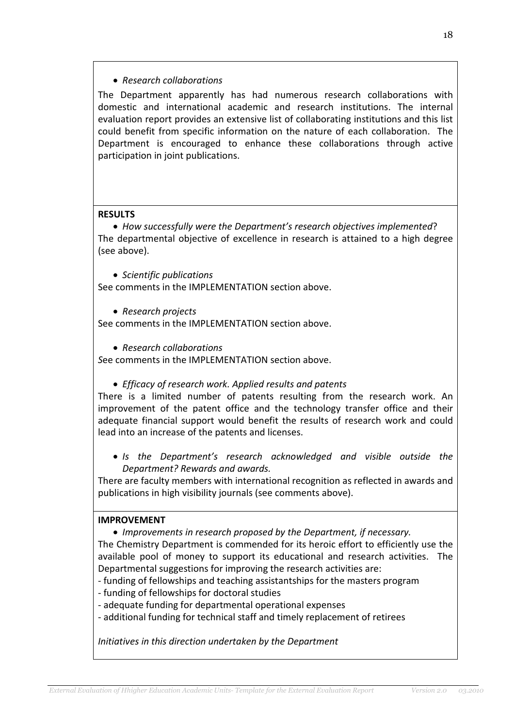- *Research collaborations*

The Department apparently has had numerous research collaborations with domestic and international academic and research institutions. The internal evaluation report provides an extensive list of collaborating institutions and this list could benefit from specific information on the nature of each collaboration. The Department is encouraged to enhance these collaborations through active participation in joint publications.

**RESULTS**

- *How successfully were the Department's research objectives implemented*?

The departmental objective of excellence in research is attained to a high degree (see above).

- *Scientific publications*

See comments in the IMPLEMENTATION section above.

- *Research projects*

See comments in the IMPLEMENTATION section above.

- *Research collaborations*

*S*ee comments in the IMPLEMENTATION section above.

- *Efficacy of research work. Applied results and patents*

There is a limited number of patents resulting from the research work. An improvement of the patent office and the technology transfer office and their adequate financial support would benefit the results of research work and could lead into an increase of the patents and licenses.

- *Is the Department's research acknowledged and visible outside the Department? Rewards and awards.*

There are faculty members with international recognition as reflected in awards and publications in high visibility journals (see comments above).

**IMPROVEMENT**

- *Improvements in research proposed by the Department, if necessary.*

The Chemistry Department is commended for its heroic effort to efficiently use the available pool of money to support its educational and research activities. The Departmental suggestions for improving the research activities are:

- funding of fellowships and teaching assistantships for the masters program
- funding of fellowships for doctoral studies
- adequate funding for departmental operational expenses
- additional funding for technical staff and timely replacement of retirees

*Initiatives in this direction undertaken by the Department*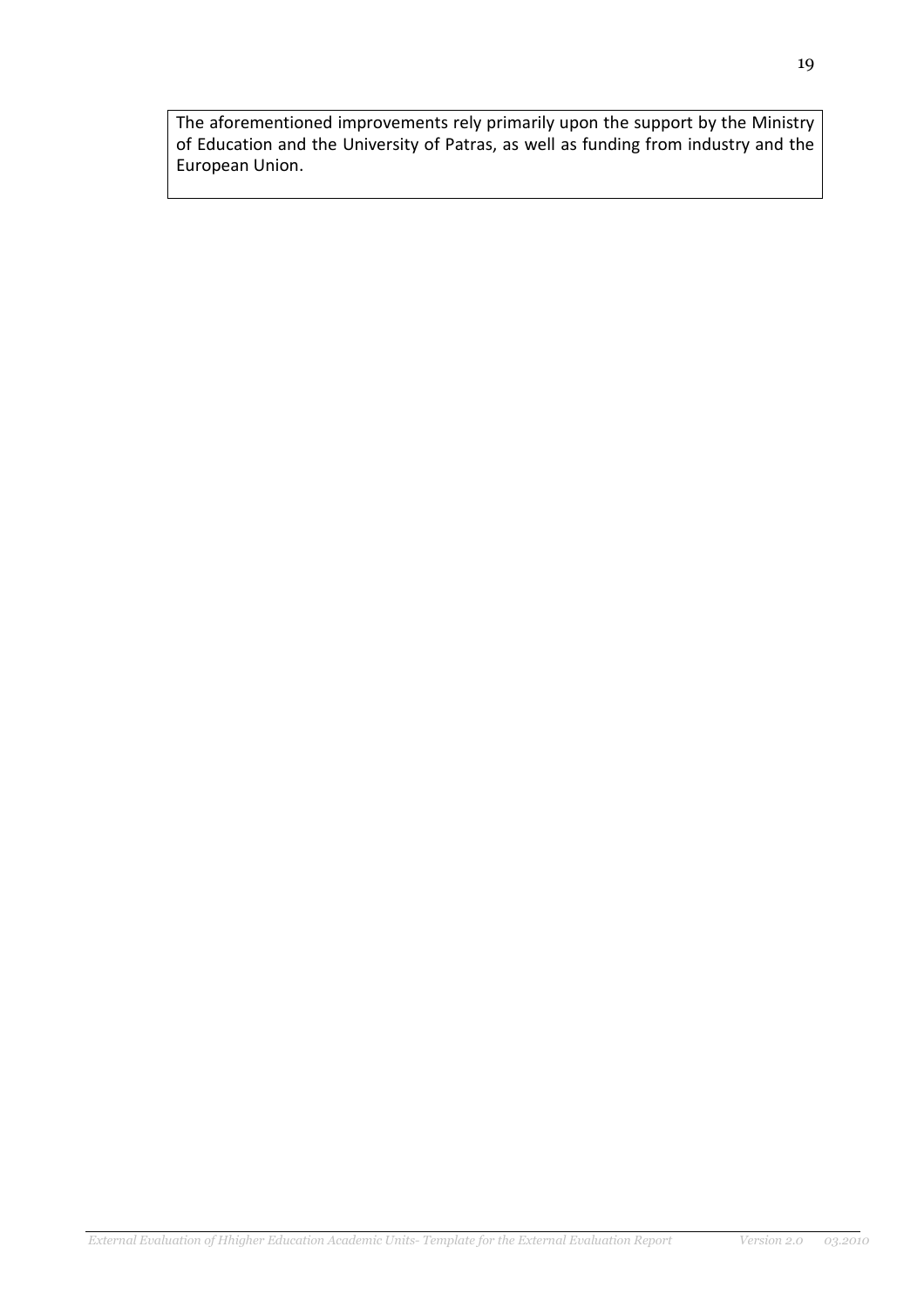The aforementioned improvements rely primarily upon the support by the Ministry of Education and the University of Patras, as well as funding from industry and the European Union.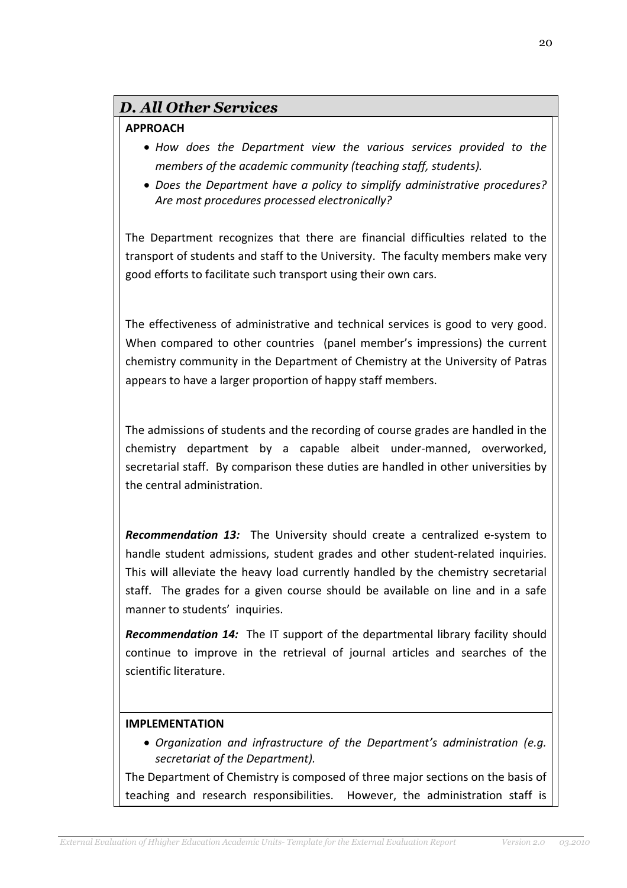## *D. All Other Services*

**APPROACH**

- *How does the Department view the various services provided to the members of the academic community (teaching staff, students).*
- *Does the Department have a policy to simplify administrative procedures? Are most procedures processed electronically?*

The Department recognizes that there are financial difficulties related to the transport of students and staff to the University. The faculty members make very good efforts to facilitate such transport using their own cars.

The effectiveness of administrative and technical services is good to very good. When compared to other countries (panel member's impressions) the current chemistry community in the Department of Chemistry at the University of Patras appears to have a larger proportion of happy staff members.

The admissions of students and the recording of course grades are handled in the chemistry department by a capable albeit under-manned, overworked, secretarial staff. By comparison these duties are handled in other universities by the central administration.

***Recommendation 13:*** The University should create a centralized e-system to handle student admissions, student grades and other student-related inquiries. This will alleviate the heavy load currently handled by the chemistry secretarial staff. The grades for a given course should be available on line and in a safe manner to students' inquiries.

***Recommendation 14:*** The IT support of the departmental library facility should continue to improve in the retrieval of journal articles and searches of the scientific literature.

**IMPLEMENTATION**

- *Organization and infrastructure of the Department's administration (e.g. secretariat of the Department).*

The Department of Chemistry is composed of three major sections on the basis of teaching and research responsibilities. However, the administration staff is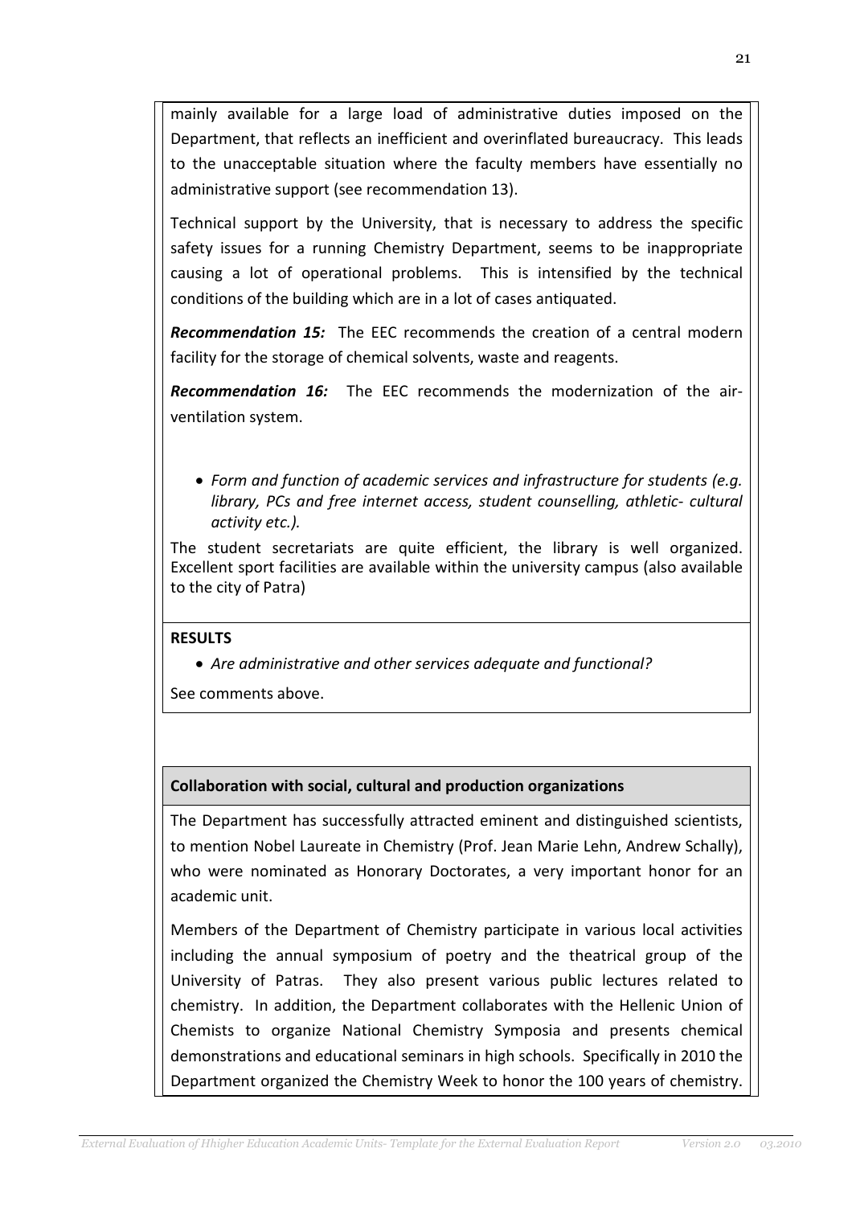mainly available for a large load of administrative duties imposed on the Department, that reflects an inefficient and overinflated bureaucracy. This leads to the unacceptable situation where the faculty members have essentially no administrative support (see recommendation 13).

Technical support by the University, that is necessary to address the specific safety issues for a running Chemistry Department, seems to be inappropriate causing a lot of operational problems. This is intensified by the technical conditions of the building which are in a lot of cases antiquated.

***Recommendation 15:*** The EEC recommends the creation of a central modern facility for the storage of chemical solvents, waste and reagents.

***Recommendation 16:*** The EEC recommends the modernization of the air-ventilation system.

- *Form and function of academic services and infrastructure for students (e.g. library, PCs and free internet access, student counselling, athletic- cultural activity etc.).*

The student secretariats are quite efficient, the library is well organized. Excellent sport facilities are available within the university campus (also available to the city of Patra)

**RESULTS**

- *Are administrative and other services adequate and functional?*

See comments above.

**Collaboration with social, cultural and production organizations**

The Department has successfully attracted eminent and distinguished scientists, to mention Nobel Laureate in Chemistry (Prof. Jean Marie Lehn, Andrew Schally), who were nominated as Honorary Doctorates, a very important honor for an academic unit.

Members of the Department of Chemistry participate in various local activities including the annual symposium of poetry and the theatrical group of the University of Patras. They also present various public lectures related to chemistry. In addition, the Department collaborates with the Hellenic Union of Chemists to organize National Chemistry Symposia and presents chemical demonstrations and educational seminars in high schools. Specifically in 2010 the Department organized the Chemistry Week to honor the 100 years of chemistry.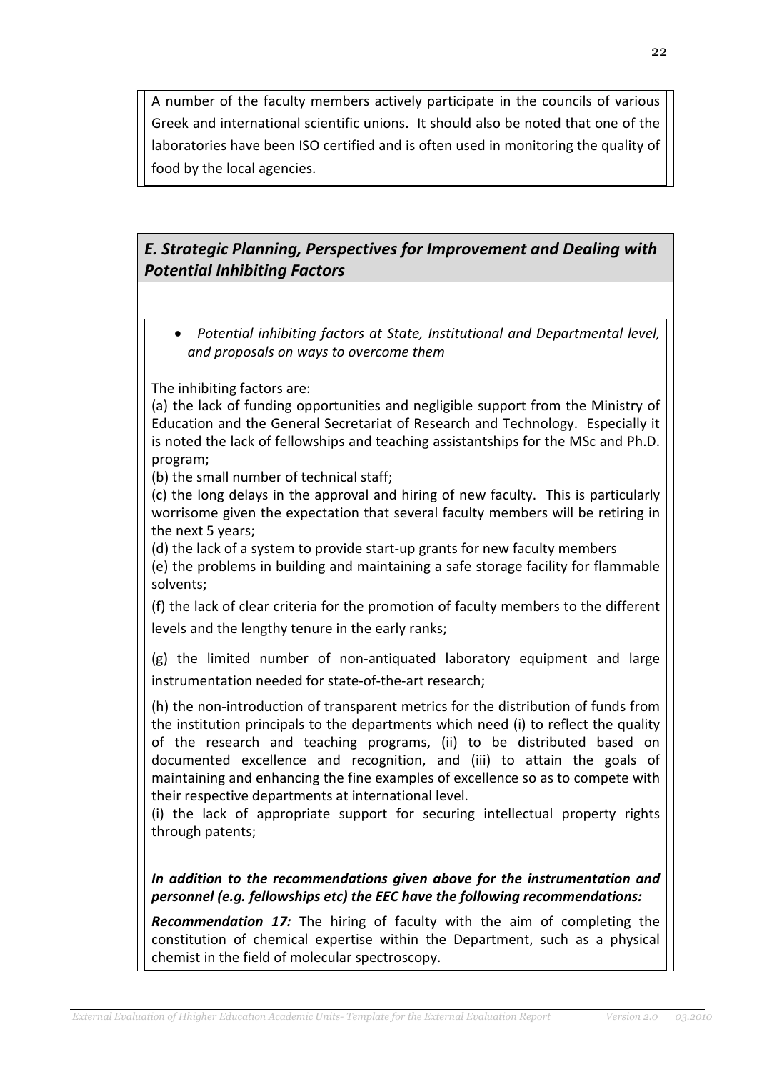A number of the faculty members actively participate in the councils of various Greek and international scientific unions. It should also be noted that one of the laboratories have been ISO certified and is often used in monitoring the quality of food by the local agencies.

## *E. Strategic Planning, Perspectives for Improvement and Dealing with Potential Inhibiting Factors*

- *Potential inhibiting factors at State, Institutional and Departmental level, and proposals on ways to overcome them*

The inhibiting factors are:

(a) the lack of funding opportunities and negligible support from the Ministry of Education and the General Secretariat of Research and Technology. Especially it is noted the lack of fellowships and teaching assistantships for the MSc and Ph.D. program;

(b) the small number of technical staff;

(c) the long delays in the approval and hiring of new faculty. This is particularly worrisome given the expectation that several faculty members will be retiring in the next 5 years;

(d) the lack of a system to provide start-up grants for new faculty members

(e) the problems in building and maintaining a safe storage facility for flammable solvents;

(f) the lack of clear criteria for the promotion of faculty members to the different levels and the lengthy tenure in the early ranks;

(g) the limited number of non-antiquated laboratory equipment and large instrumentation needed for state-of-the-art research;

(h) the non-introduction of transparent metrics for the distribution of funds from the institution principals to the departments which need (i) to reflect the quality of the research and teaching programs, (ii) to be distributed based on documented excellence and recognition, and (iii) to attain the goals of maintaining and enhancing the fine examples of excellence so as to compete with their respective departments at international level.

(i) the lack of appropriate support for securing intellectual property rights through patents;

***In addition to the recommendations given above for the instrumentation and personnel (e.g. fellowships etc) the EEC have the following recommendations:***

***Recommendation 17:*** The hiring of faculty with the aim of completing the constitution of chemical expertise within the Department, such as a physical chemist in the field of molecular spectroscopy.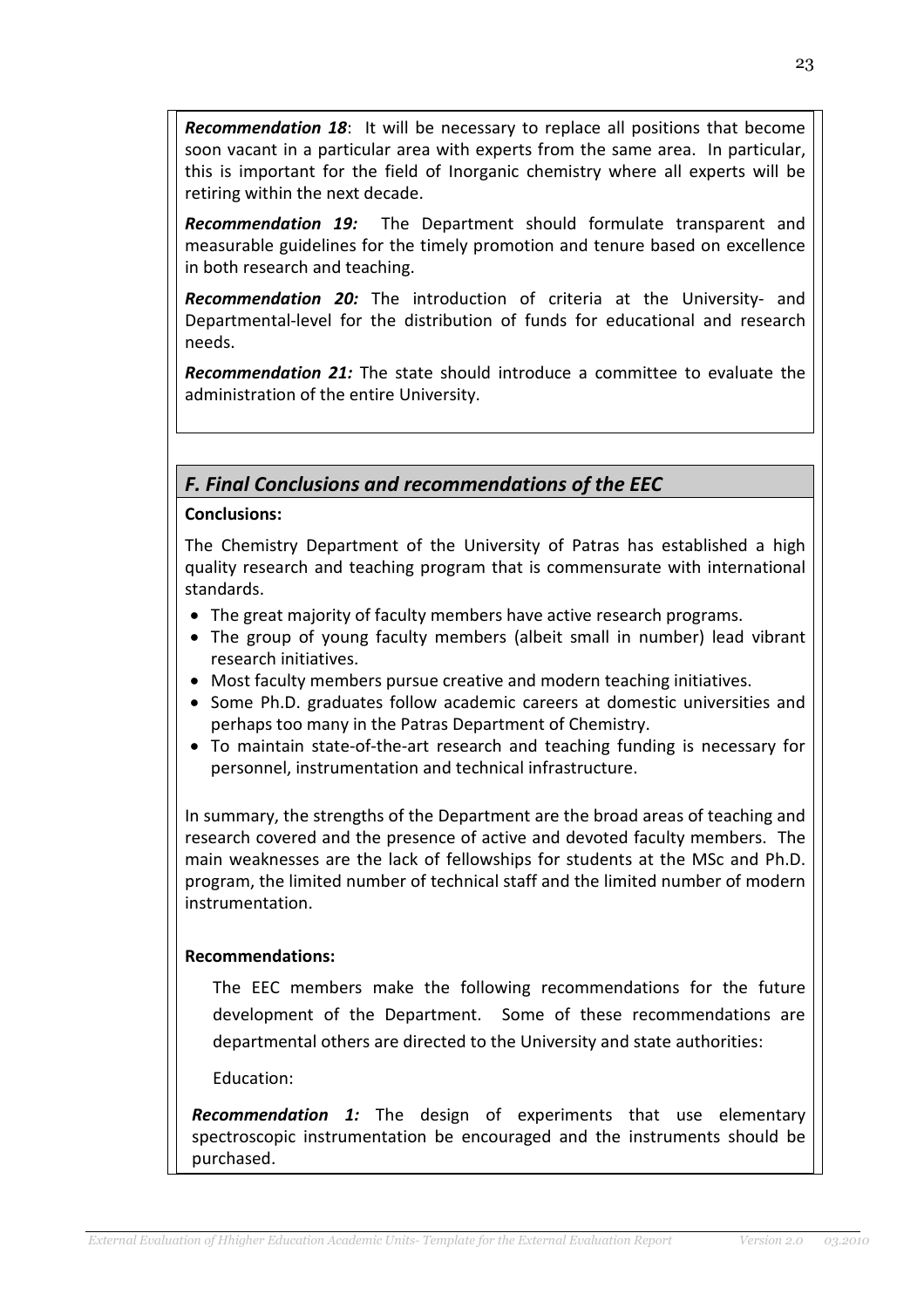***Recommendation 18***: It will be necessary to replace all positions that become soon vacant in a particular area with experts from the same area. In particular, this is important for the field of Inorganic chemistry where all experts will be retiring within the next decade.

***Recommendation 19:*** The Department should formulate transparent and measurable guidelines for the timely promotion and tenure based on excellence in both research and teaching.

***Recommendation 20:*** The introduction of criteria at the University- and Departmental-level for the distribution of funds for educational and research needs.

***Recommendation 21:*** The state should introduce a committee to evaluate the administration of the entire University.

## *F. Final Conclusions and recommendations of the EEC*

**Conclusions:**

The Chemistry Department of the University of Patras has established a high quality research and teaching program that is commensurate with international standards.

- The great majority of faculty members have active research programs.
- The group of young faculty members (albeit small in number) lead vibrant research initiatives.
- Most faculty members pursue creative and modern teaching initiatives.
- Some Ph.D. graduates follow academic careers at domestic universities and perhaps too many in the Patras Department of Chemistry.
- To maintain state-of-the-art research and teaching funding is necessary for personnel, instrumentation and technical infrastructure.

In summary, the strengths of the Department are the broad areas of teaching and research covered and the presence of active and devoted faculty members. The main weaknesses are the lack of fellowships for students at the MSc and Ph.D. program, the limited number of technical staff and the limited number of modern instrumentation.

**Recommendations:**

The EEC members make the following recommendations for the future development of the Department. Some of these recommendations are departmental others are directed to the University and state authorities:

Education:

***Recommendation 1:*** The design of experiments that use elementary spectroscopic instrumentation be encouraged and the instruments should be purchased.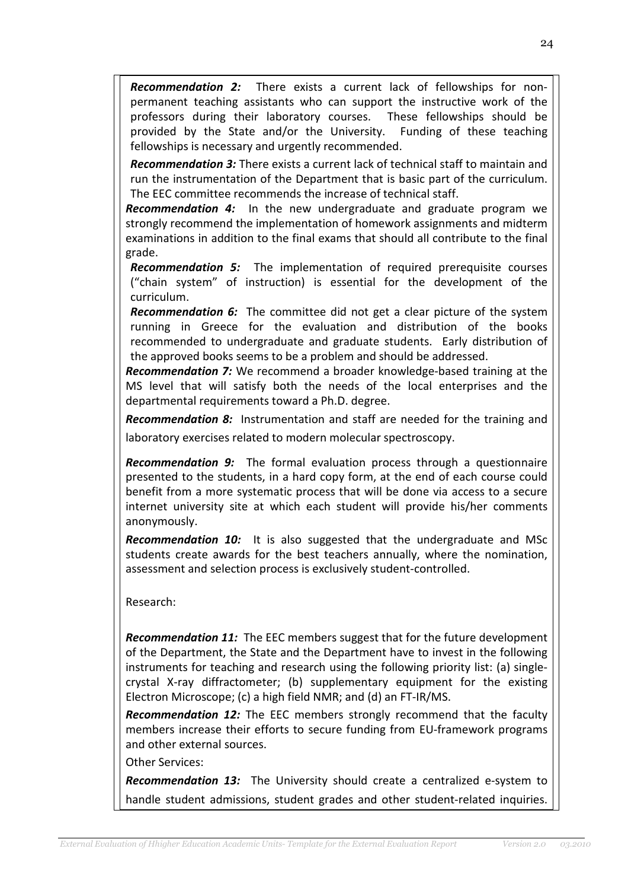***Recommendation 2:*** There exists a current lack of fellowships for non-permanent teaching assistants who can support the instructive work of the professors during their laboratory courses. These fellowships should be provided by the State and/or the University. Funding of these teaching fellowships is necessary and urgently recommended.

***Recommendation 3:*** There exists a current lack of technical staff to maintain and run the instrumentation of the Department that is basic part of the curriculum. The EEC committee recommends the increase of technical staff.

***Recommendation 4:*** In the new undergraduate and graduate program we strongly recommend the implementation of homework assignments and midterm examinations in addition to the final exams that should all contribute to the final grade.

***Recommendation 5:*** The implementation of required prerequisite courses ("chain system" of instruction) is essential for the development of the curriculum.

***Recommendation 6:*** The committee did not get a clear picture of the system running in Greece for the evaluation and distribution of the books recommended to undergraduate and graduate students. Early distribution of the approved books seems to be a problem and should be addressed.

***Recommendation 7:*** We recommend a broader knowledge-based training at the MS level that will satisfy both the needs of the local enterprises and the departmental requirements toward a Ph.D. degree.

***Recommendation 8:*** Instrumentation and staff are needed for the training and laboratory exercises related to modern molecular spectroscopy.

***Recommendation 9:*** The formal evaluation process through a questionnaire presented to the students, in a hard copy form, at the end of each course could benefit from a more systematic process that will be done via access to a secure internet university site at which each student will provide his/her comments anonymously.

***Recommendation 10:*** It is also suggested that the undergraduate and MSc students create awards for the best teachers annually, where the nomination, assessment and selection process is exclusively student-controlled.

Research:

***Recommendation 11:*** The EEC members suggest that for the future development of the Department, the State and the Department have to invest in the following instruments for teaching and research using the following priority list: (a) single-crystal X-ray diffractometer; (b) supplementary equipment for the existing Electron Microscope; (c) a high field NMR; and (d) an FT-IR/MS.

***Recommendation 12:*** The EEC members strongly recommend that the faculty members increase their efforts to secure funding from EU-framework programs and other external sources.

Other Services:

***Recommendation 13:*** The University should create a centralized e-system to handle student admissions, student grades and other student-related inquiries.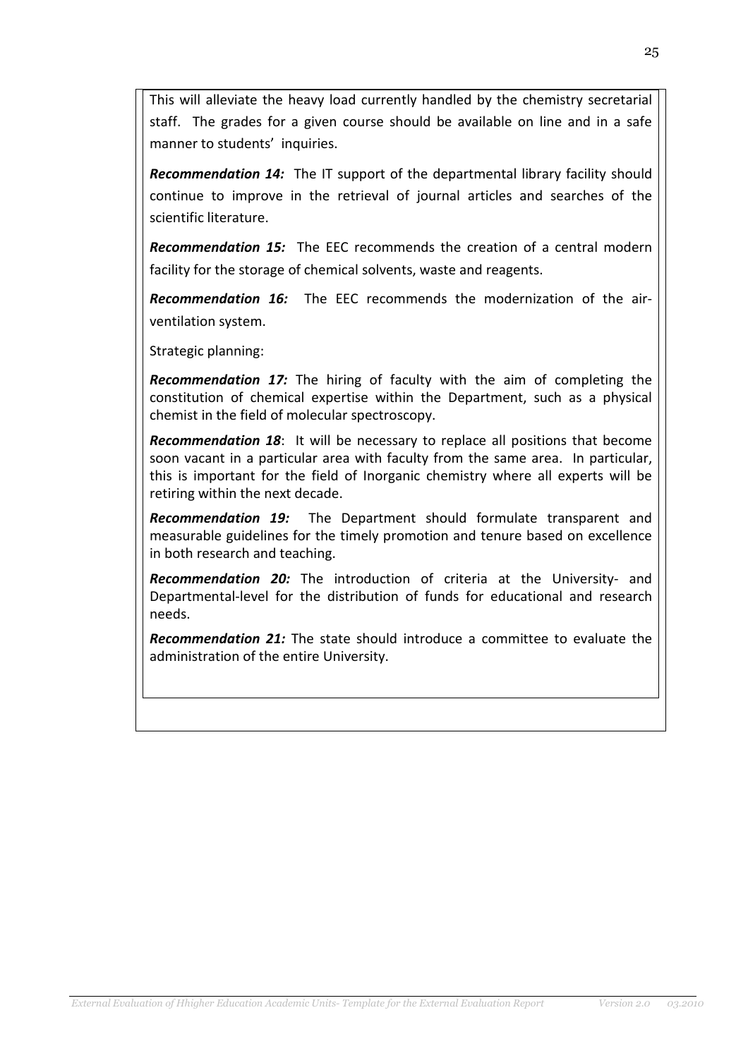This will alleviate the heavy load currently handled by the chemistry secretarial staff. The grades for a given course should be available on line and in a safe manner to students' inquiries.

***Recommendation 14:*** The IT support of the departmental library facility should continue to improve in the retrieval of journal articles and searches of the scientific literature.

***Recommendation 15:*** The EEC recommends the creation of a central modern facility for the storage of chemical solvents, waste and reagents.

***Recommendation 16:*** The EEC recommends the modernization of the air-ventilation system.

Strategic planning:

***Recommendation 17:*** The hiring of faculty with the aim of completing the constitution of chemical expertise within the Department, such as a physical chemist in the field of molecular spectroscopy.

***Recommendation 18***: It will be necessary to replace all positions that become soon vacant in a particular area with faculty from the same area. In particular, this is important for the field of Inorganic chemistry where all experts will be retiring within the next decade.

***Recommendation 19:*** The Department should formulate transparent and measurable guidelines for the timely promotion and tenure based on excellence in both research and teaching.

***Recommendation 20:*** The introduction of criteria at the University- and Departmental-level for the distribution of funds for educational and research needs.

***Recommendation 21:*** The state should introduce a committee to evaluate the administration of the entire University.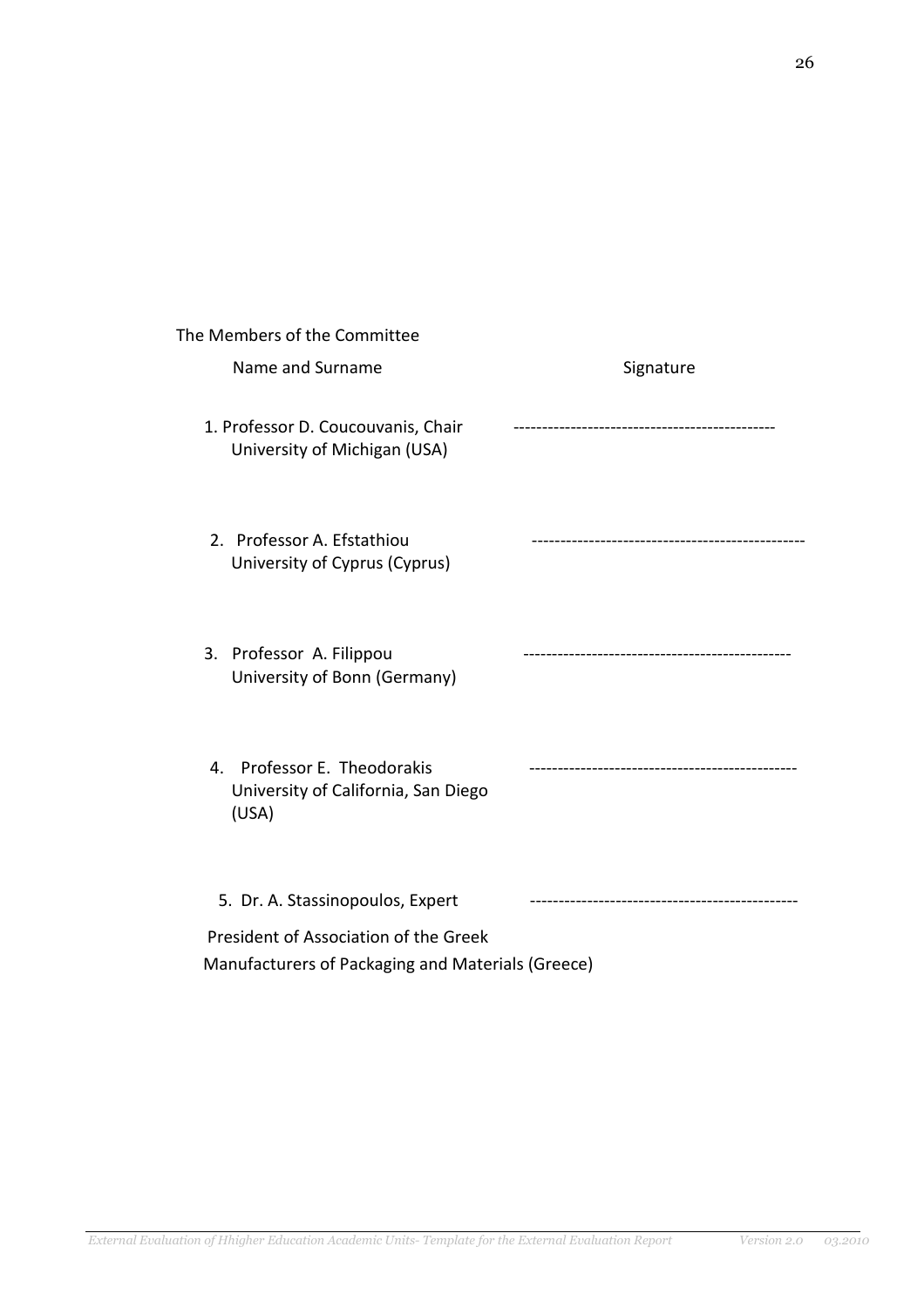The Members of the Committee

| Name and Surname | Signature |
|---|---|
| 1. Professor D. Coucouvanis, Chair<br>University of Michigan (USA) | --------------------------------------------- |
| 2. Professor A. Efstathiou<br>University of Cyprus (Cyprus) | ----------------------------------------------- |
| 3. Professor A. Filippou<br>University of Bonn (Germany) | ---------------------------------------------- |
| 4. Professor E. Theodorakis<br>University of California, San Diego (USA) | ---------------------------------------------- |
| 5. Dr. A. Stassinopoulos, Expert<br>President of Association of the Greek Manufacturers of Packaging and Materials (Greece) | ---------------------------------------------- |